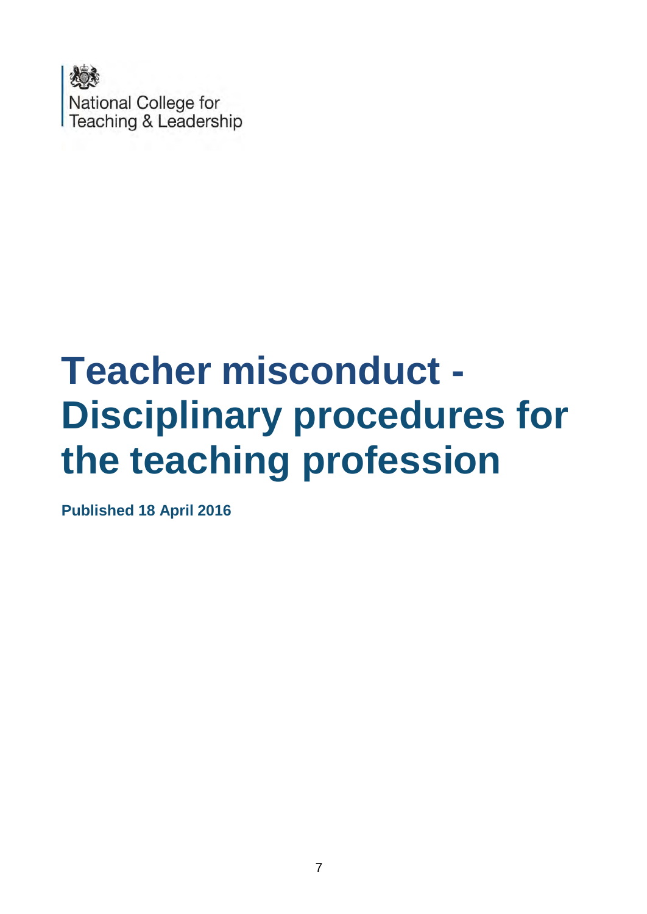National College for Teaching & Leadership

# Teacher misconduct - Disciplinary procedures for the teaching profession

**Published 18 April 2016**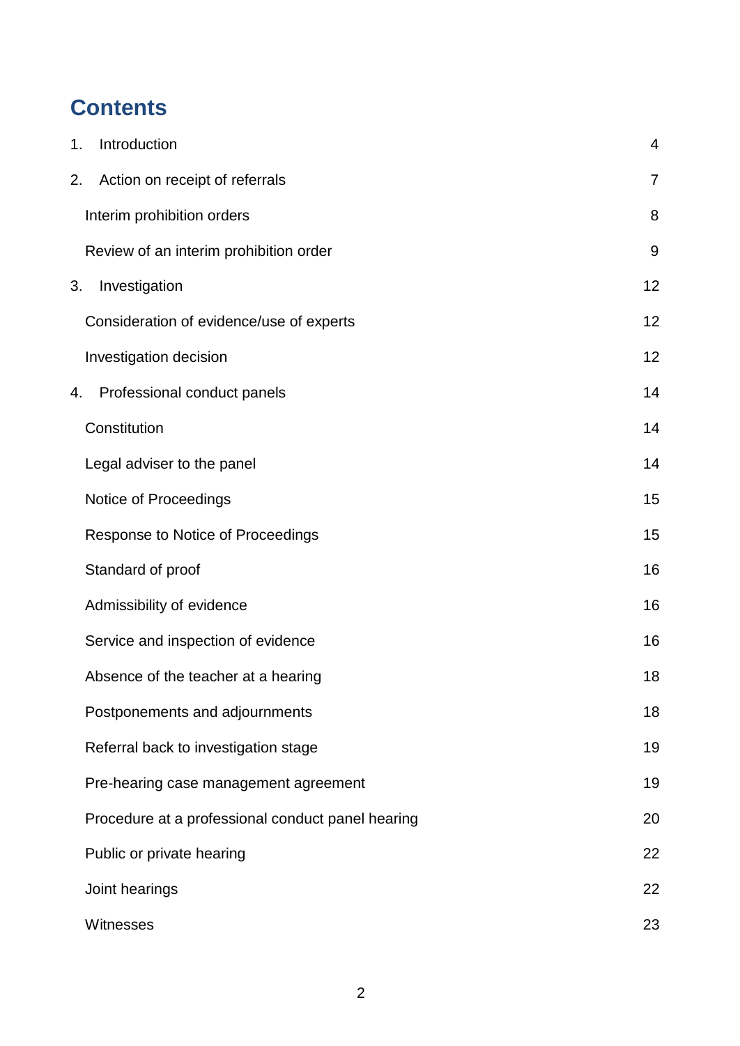# Contents

| | |
|---|---|
| 1. Introduction | 4 |
| 2. Action on receipt of referrals | 7 |
| Interim prohibition orders | 8 |
| Review of an interim prohibition order | 9 |
| 3. Investigation | 12 |
| Consideration of evidence/use of experts | 12 |
| Investigation decision | 12 |
| 4. Professional conduct panels | 14 |
| Constitution | 14 |
| Legal adviser to the panel | 14 |
| Notice of Proceedings | 15 |
| Response to Notice of Proceedings | 15 |
| Standard of proof | 16 |
| Admissibility of evidence | 16 |
| Service and inspection of evidence | 16 |
| Absence of the teacher at a hearing | 18 |
| Postponements and adjournments | 18 |
| Referral back to investigation stage | 19 |
| Pre-hearing case management agreement | 19 |
| Procedure at a professional conduct panel hearing | 20 |
| Public or private hearing | 22 |
| Joint hearings | 22 |
| Witnesses | 23 |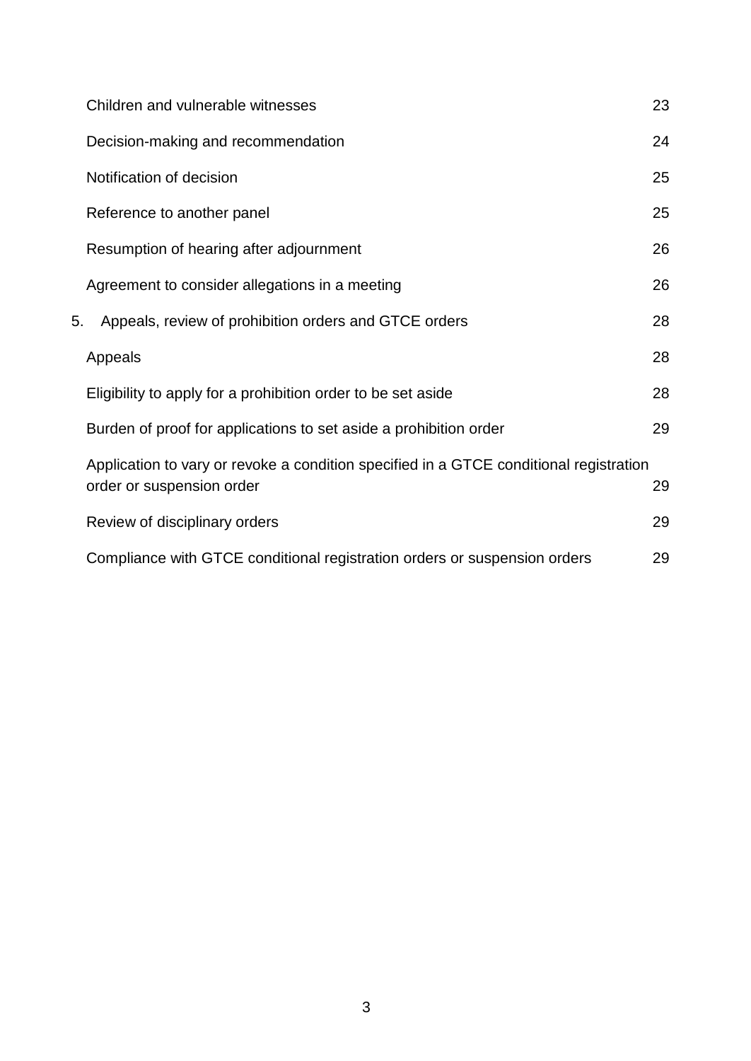| | |
|---|---|
| Children and vulnerable witnesses | 23 |
| Decision-making and recommendation | 24 |
| Notification of decision | 25 |
| Reference to another panel | 25 |
| Resumption of hearing after adjournment | 26 |
| Agreement to consider allegations in a meeting | 26 |
| 5. Appeals, review of prohibition orders and GTCE orders | 28 |
| Appeals | 28 |
| Eligibility to apply for a prohibition order to be set aside | 28 |
| Burden of proof for applications to set aside a prohibition order | 29 |
| Application to vary or revoke a condition specified in a GTCE conditional registration order or suspension order | 29 |
| Review of disciplinary orders | 29 |
| Compliance with GTCE conditional registration orders or suspension orders | 29 |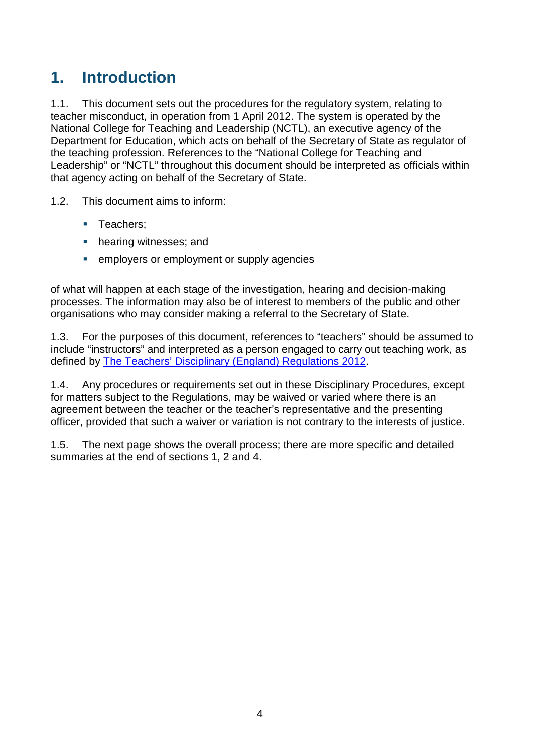# 1. Introduction

1.1. This document sets out the procedures for the regulatory system, relating to teacher misconduct, in operation from 1 April 2012. The system is operated by the National College for Teaching and Leadership (NCTL), an executive agency of the Department for Education, which acts on behalf of the Secretary of State as regulator of the teaching profession. References to the "National College for Teaching and Leadership" or "NCTL" throughout this document should be interpreted as officials within that agency acting on behalf of the Secretary of State.

1.2. This document aims to inform:

- Teachers;
- hearing witnesses; and
- employers or employment or supply agencies

of what will happen at each stage of the investigation, hearing and decision-making processes. The information may also be of interest to members of the public and other organisations who may consider making a referral to the Secretary of State.

1.3. For the purposes of this document, references to "teachers" should be assumed to include "instructors" and interpreted as a person engaged to carry out teaching work, as defined by The Teachers' Disciplinary (England) Regulations 2012.

1.4. Any procedures or requirements set out in these Disciplinary Procedures, except for matters subject to the Regulations, may be waived or varied where there is an agreement between the teacher or the teacher's representative and the presenting officer, provided that such a waiver or variation is not contrary to the interests of justice.

1.5. The next page shows the overall process; there are more specific and detailed summaries at the end of sections 1, 2 and 4.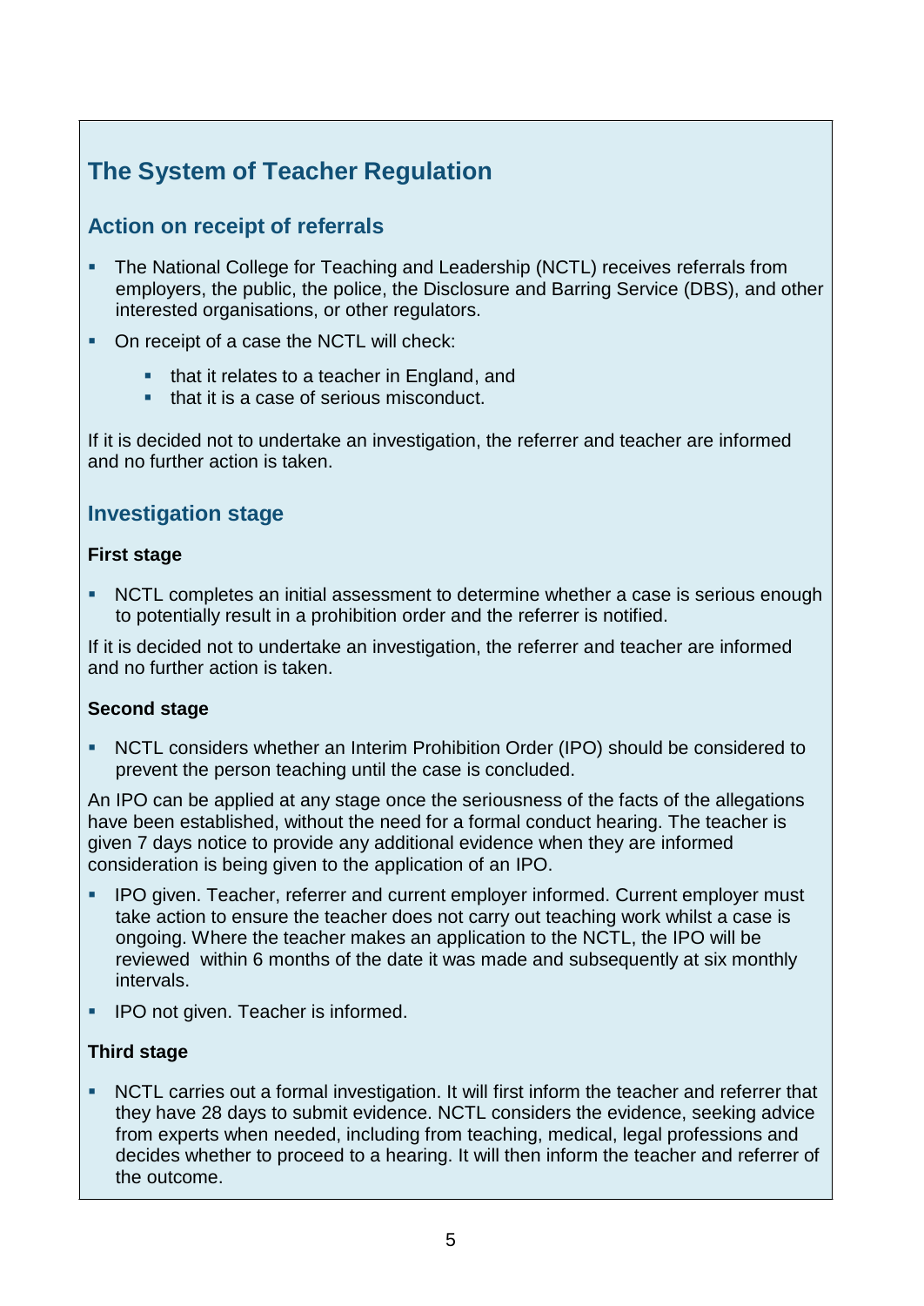## The System of Teacher Regulation

### Action on receipt of referrals

- The National College for Teaching and Leadership (NCTL) receives referrals from employers, the public, the police, the Disclosure and Barring Service (DBS), and other interested organisations, or other regulators.
- On receipt of a case the NCTL will check:
  - that it relates to a teacher in England, and
  - that it is a case of serious misconduct.

If it is decided not to undertake an investigation, the referrer and teacher are informed and no further action is taken.

### Investigation stage

**First stage**

- NCTL completes an initial assessment to determine whether a case is serious enough to potentially result in a prohibition order and the referrer is notified.

If it is decided not to undertake an investigation, the referrer and teacher are informed and no further action is taken.

**Second stage**

- NCTL considers whether an Interim Prohibition Order (IPO) should be considered to prevent the person teaching until the case is concluded.

An IPO can be applied at any stage once the seriousness of the facts of the allegations have been established, without the need for a formal conduct hearing. The teacher is given 7 days notice to provide any additional evidence when they are informed consideration is being given to the application of an IPO.

- IPO given. Teacher, referrer and current employer informed. Current employer must take action to ensure the teacher does not carry out teaching work whilst a case is ongoing. Where the teacher makes an application to the NCTL, the IPO will be reviewed within 6 months of the date it was made and subsequently at six monthly intervals.
- IPO not given. Teacher is informed.

**Third stage**

- NCTL carries out a formal investigation. It will first inform the teacher and referrer that they have 28 days to submit evidence. NCTL considers the evidence, seeking advice from experts when needed, including from teaching, medical, legal professions and decides whether to proceed to a hearing. It will then inform the teacher and referrer of the outcome.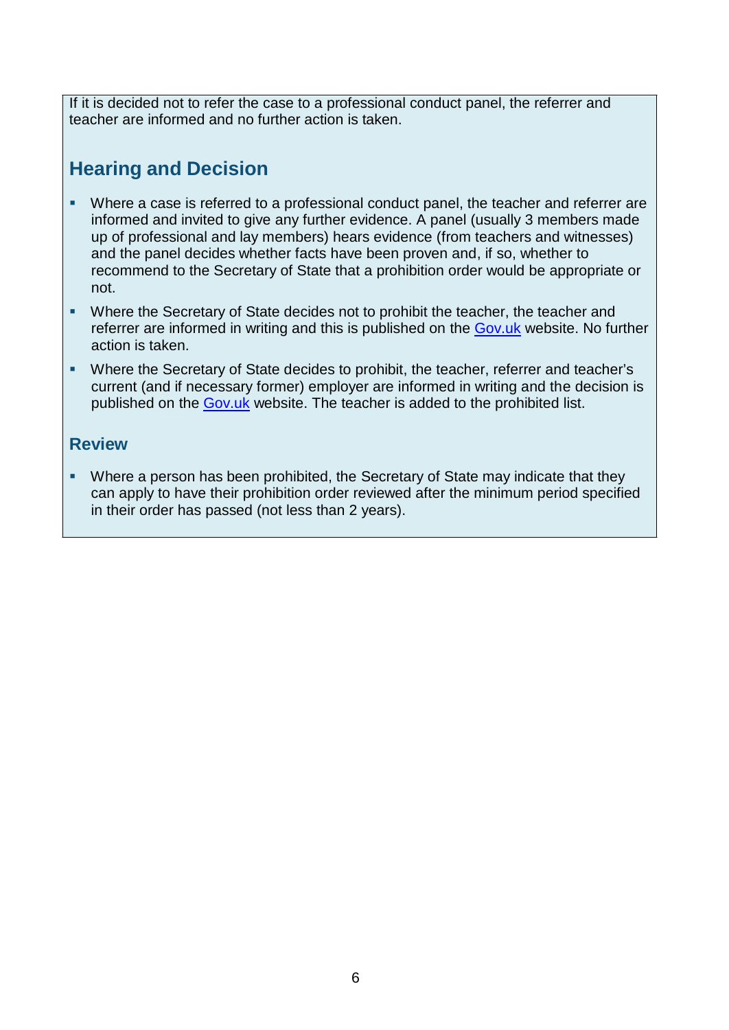If it is decided not to refer the case to a professional conduct panel, the referrer and teacher are informed and no further action is taken.

## Hearing and Decision

- Where a case is referred to a professional conduct panel, the teacher and referrer are informed and invited to give any further evidence. A panel (usually 3 members made up of professional and lay members) hears evidence (from teachers and witnesses) and the panel decides whether facts have been proven and, if so, whether to recommend to the Secretary of State that a prohibition order would be appropriate or not.
- Where the Secretary of State decides not to prohibit the teacher, the teacher and referrer are informed in writing and this is published on the Gov.uk website. No further action is taken.
- Where the Secretary of State decides to prohibit, the teacher, referrer and teacher's current (and if necessary former) employer are informed in writing and the decision is published on the Gov.uk website. The teacher is added to the prohibited list.

### Review

- Where a person has been prohibited, the Secretary of State may indicate that they can apply to have their prohibition order reviewed after the minimum period specified in their order has passed (not less than 2 years).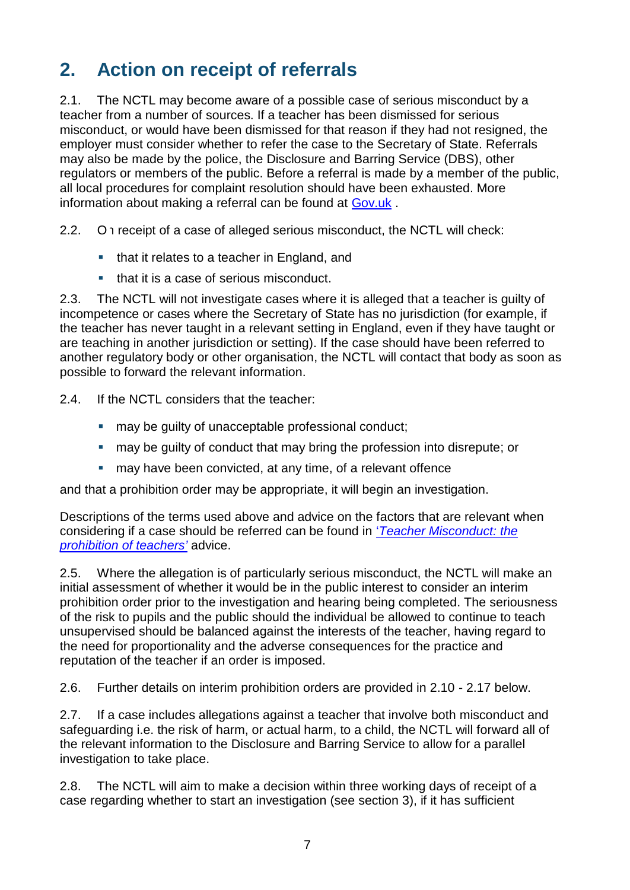## 2. Action on receipt of referrals

2.1. The NCTL may become aware of a possible case of serious misconduct by a teacher from a number of sources. If a teacher has been dismissed for serious misconduct, or would have been dismissed for that reason if they had not resigned, the employer must consider whether to refer the case to the Secretary of State. Referrals may also be made by the police, the Disclosure and Barring Service (DBS), other regulators or members of the public. Before a referral is made by a member of the public, all local procedures for complaint resolution should have been exhausted. More information about making a referral can be found at [Gov.uk](Gov.uk) .

2.2. On receipt of a case of alleged serious misconduct, the NCTL will check:

- that it relates to a teacher in England, and
- that it is a case of serious misconduct.

2.3. The NCTL will not investigate cases where it is alleged that a teacher is guilty of incompetence or cases where the Secretary of State has no jurisdiction (for example, if the teacher has never taught in a relevant setting in England, even if they have taught or are teaching in another jurisdiction or setting). If the case should have been referred to another regulatory body or other organisation, the NCTL will contact that body as soon as possible to forward the relevant information.

2.4. If the NCTL considers that the teacher:

- may be guilty of unacceptable professional conduct;
- may be guilty of conduct that may bring the profession into disrepute; or
- may have been convicted, at any time, of a relevant offence

and that a prohibition order may be appropriate, it will begin an investigation.

Descriptions of the terms used above and advice on the factors that are relevant when considering if a case should be referred can be found in *'Teacher Misconduct: the prohibition of teachers'* advice.

2.5. Where the allegation is of particularly serious misconduct, the NCTL will make an initial assessment of whether it would be in the public interest to consider an interim prohibition order prior to the investigation and hearing being completed. The seriousness of the risk to pupils and the public should the individual be allowed to continue to teach unsupervised should be balanced against the interests of the teacher, having regard to the need for proportionality and the adverse consequences for the practice and reputation of the teacher if an order is imposed.

2.6. Further details on interim prohibition orders are provided in 2.10 - 2.17 below.

2.7. If a case includes allegations against a teacher that involve both misconduct and safeguarding i.e. the risk of harm, or actual harm, to a child, the NCTL will forward all of the relevant information to the Disclosure and Barring Service to allow for a parallel investigation to take place.

2.8. The NCTL will aim to make a decision within three working days of receipt of a case regarding whether to start an investigation (see section 3), if it has sufficient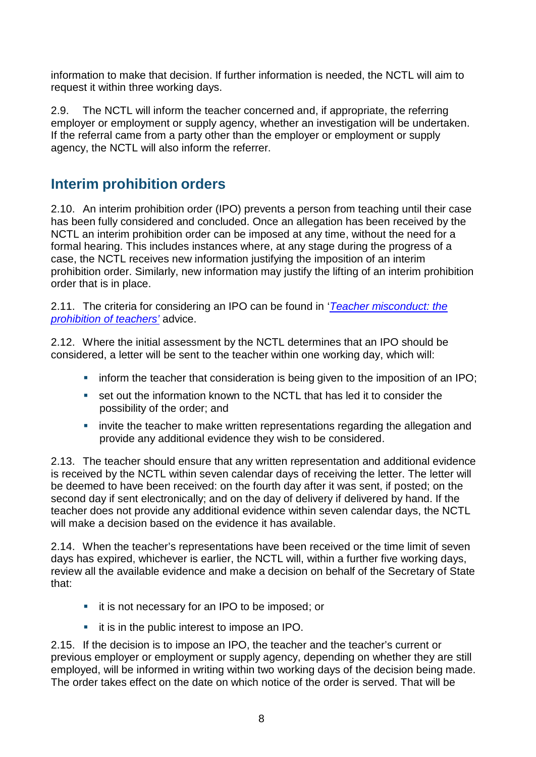information to make that decision. If further information is needed, the NCTL will aim to request it within three working days.

2.9. The NCTL will inform the teacher concerned and, if appropriate, the referring employer or employment or supply agency, whether an investigation will be undertaken. If the referral came from a party other than the employer or employment or supply agency, the NCTL will also inform the referrer.

## Interim prohibition orders

2.10. An interim prohibition order (IPO) prevents a person from teaching until their case has been fully considered and concluded. Once an allegation has been received by the NCTL an interim prohibition order can be imposed at any time, without the need for a formal hearing. This includes instances where, at any stage during the progress of a case, the NCTL receives new information justifying the imposition of an interim prohibition order. Similarly, new information may justify the lifting of an interim prohibition order that is in place.

2.11. The criteria for considering an IPO can be found in '*Teacher misconduct: the prohibition of teachers'* advice.

2.12. Where the initial assessment by the NCTL determines that an IPO should be considered, a letter will be sent to the teacher within one working day, which will:

- inform the teacher that consideration is being given to the imposition of an IPO;
- set out the information known to the NCTL that has led it to consider the possibility of the order; and
- invite the teacher to make written representations regarding the allegation and provide any additional evidence they wish to be considered.

2.13. The teacher should ensure that any written representation and additional evidence is received by the NCTL within seven calendar days of receiving the letter. The letter will be deemed to have been received: on the fourth day after it was sent, if posted; on the second day if sent electronically; and on the day of delivery if delivered by hand. If the teacher does not provide any additional evidence within seven calendar days, the NCTL will make a decision based on the evidence it has available.

2.14. When the teacher's representations have been received or the time limit of seven days has expired, whichever is earlier, the NCTL will, within a further five working days, review all the available evidence and make a decision on behalf of the Secretary of State that:

- it is not necessary for an IPO to be imposed; or
- it is in the public interest to impose an IPO.

2.15. If the decision is to impose an IPO, the teacher and the teacher's current or previous employer or employment or supply agency, depending on whether they are still employed, will be informed in writing within two working days of the decision being made. The order takes effect on the date on which notice of the order is served. That will be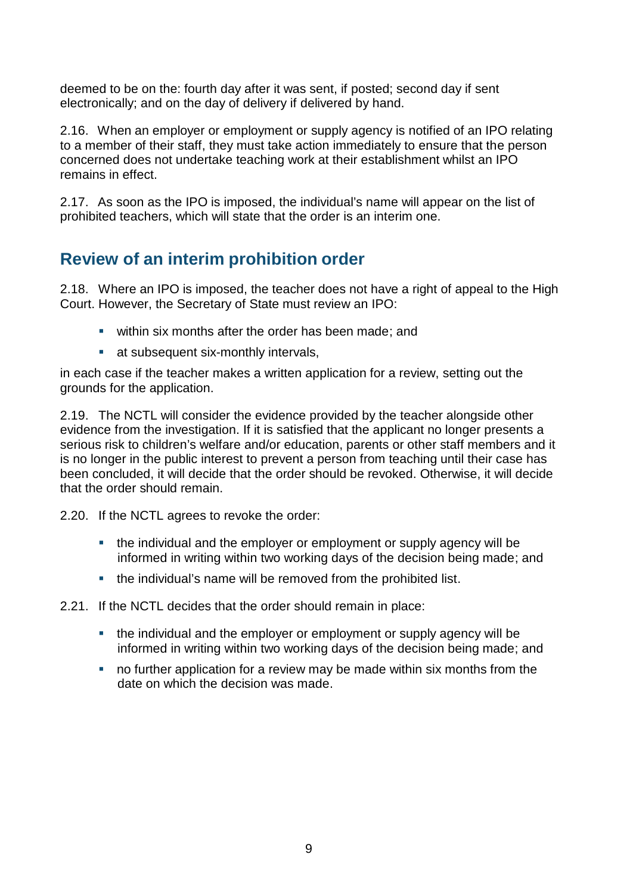deemed to be on the: fourth day after it was sent, if posted; second day if sent electronically; and on the day of delivery if delivered by hand.

2.16. When an employer or employment or supply agency is notified of an IPO relating to a member of their staff, they must take action immediately to ensure that the person concerned does not undertake teaching work at their establishment whilst an IPO remains in effect.

2.17. As soon as the IPO is imposed, the individual's name will appear on the list of prohibited teachers, which will state that the order is an interim one.

## Review of an interim prohibition order

2.18. Where an IPO is imposed, the teacher does not have a right of appeal to the High Court. However, the Secretary of State must review an IPO:

- within six months after the order has been made; and
- at subsequent six-monthly intervals,

in each case if the teacher makes a written application for a review, setting out the grounds for the application.

2.19. The NCTL will consider the evidence provided by the teacher alongside other evidence from the investigation. If it is satisfied that the applicant no longer presents a serious risk to children's welfare and/or education, parents or other staff members and it is no longer in the public interest to prevent a person from teaching until their case has been concluded, it will decide that the order should be revoked. Otherwise, it will decide that the order should remain.

2.20. If the NCTL agrees to revoke the order:

- the individual and the employer or employment or supply agency will be informed in writing within two working days of the decision being made; and
- the individual's name will be removed from the prohibited list.

2.21. If the NCTL decides that the order should remain in place:

- the individual and the employer or employment or supply agency will be informed in writing within two working days of the decision being made; and
- no further application for a review may be made within six months from the date on which the decision was made.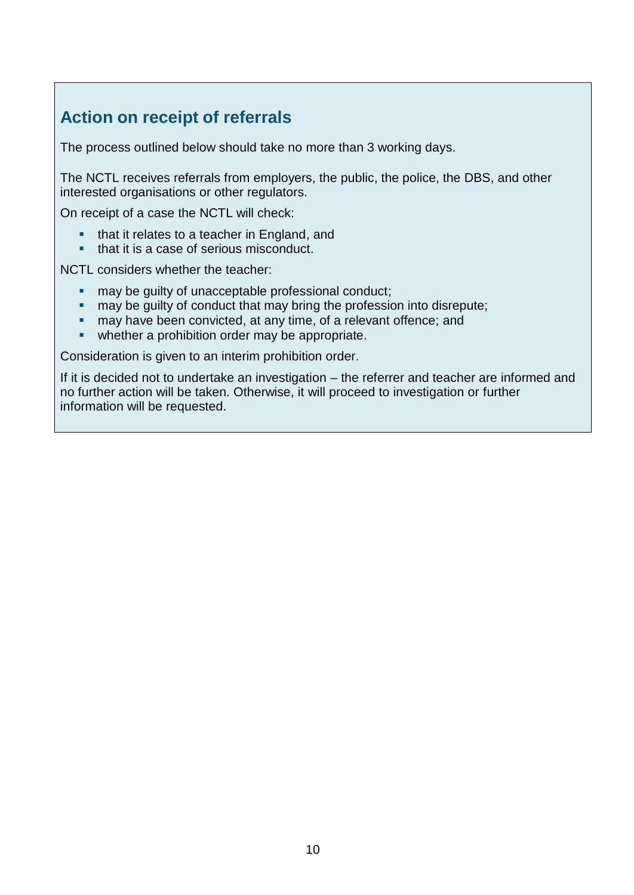## Action on receipt of referrals

The process outlined below should take no more than 3 working days.

The NCTL receives referrals from employers, the public, the police, the DBS, and other interested organisations or other regulators.

On receipt of a case the NCTL will check:

- that it relates to a teacher in England, and
- that it is a case of serious misconduct.

NCTL considers whether the teacher:

- may be guilty of unacceptable professional conduct;
- may be guilty of conduct that may bring the profession into disrepute;
- may have been convicted, at any time, of a relevant offence; and
- whether a prohibition order may be appropriate.

Consideration is given to an interim prohibition order.

If it is decided not to undertake an investigation – the referrer and teacher are informed and no further action will be taken. Otherwise, it will proceed to investigation or further information will be requested.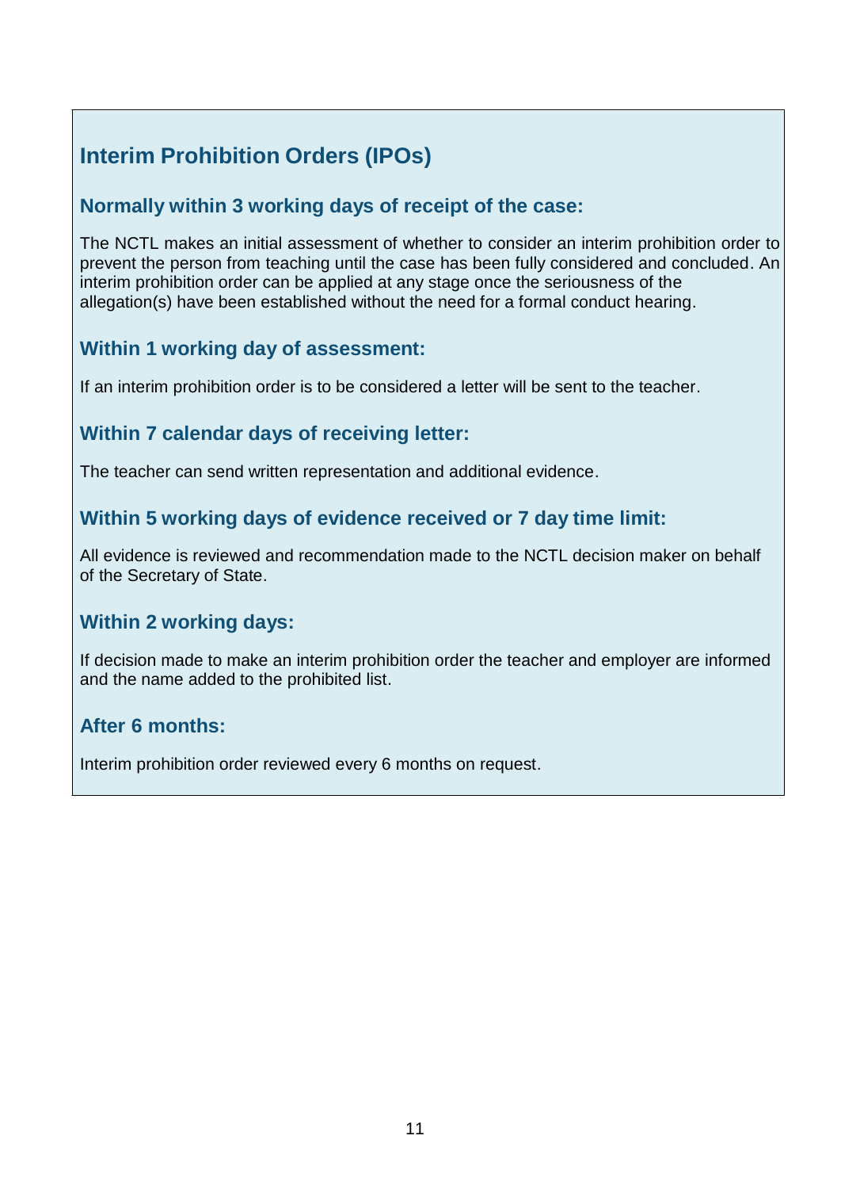## Interim Prohibition Orders (IPOs)

### Normally within 3 working days of receipt of the case:

The NCTL makes an initial assessment of whether to consider an interim prohibition order to prevent the person from teaching until the case has been fully considered and concluded. An interim prohibition order can be applied at any stage once the seriousness of the allegation(s) have been established without the need for a formal conduct hearing.

### Within 1 working day of assessment:

If an interim prohibition order is to be considered a letter will be sent to the teacher.

### Within 7 calendar days of receiving letter:

The teacher can send written representation and additional evidence.

### Within 5 working days of evidence received or 7 day time limit:

All evidence is reviewed and recommendation made to the NCTL decision maker on behalf of the Secretary of State.

### Within 2 working days:

If decision made to make an interim prohibition order the teacher and employer are informed and the name added to the prohibited list.

### After 6 months:

Interim prohibition order reviewed every 6 months on request.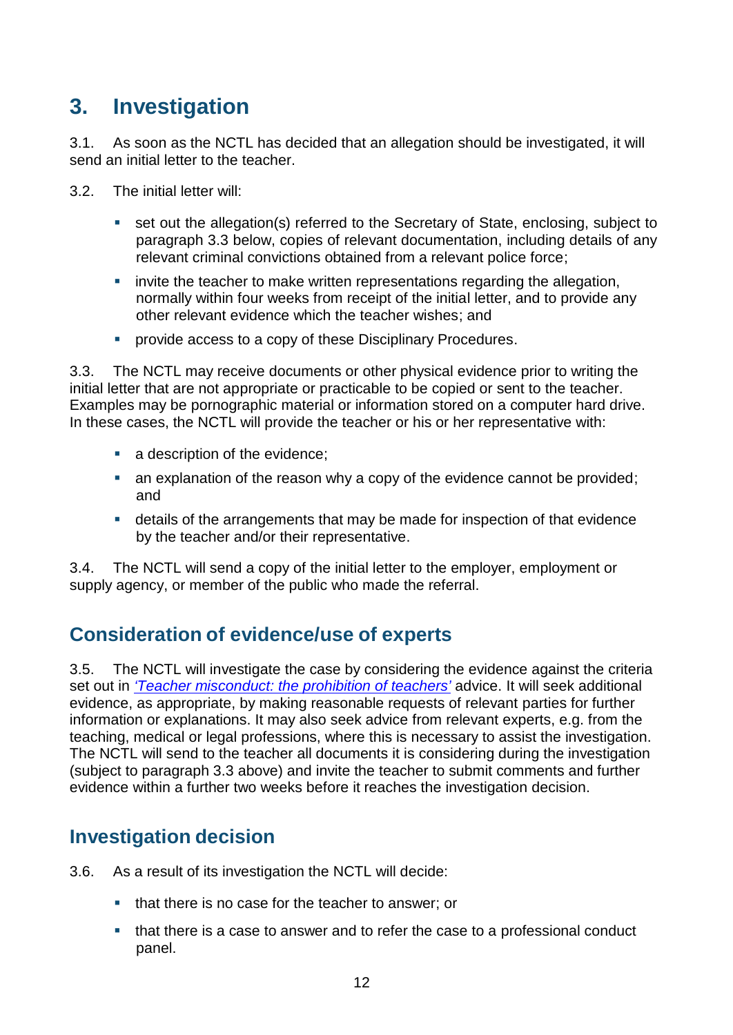# 3. Investigation

3.1. As soon as the NCTL has decided that an allegation should be investigated, it will send an initial letter to the teacher.

3.2. The initial letter will:

- set out the allegation(s) referred to the Secretary of State, enclosing, subject to paragraph 3.3 below, copies of relevant documentation, including details of any relevant criminal convictions obtained from a relevant police force;
- invite the teacher to make written representations regarding the allegation, normally within four weeks from receipt of the initial letter, and to provide any other relevant evidence which the teacher wishes; and
- provide access to a copy of these Disciplinary Procedures.

3.3. The NCTL may receive documents or other physical evidence prior to writing the initial letter that are not appropriate or practicable to be copied or sent to the teacher. Examples may be pornographic material or information stored on a computer hard drive. In these cases, the NCTL will provide the teacher or his or her representative with:

- a description of the evidence;
- an explanation of the reason why a copy of the evidence cannot be provided; and
- details of the arrangements that may be made for inspection of that evidence by the teacher and/or their representative.

3.4. The NCTL will send a copy of the initial letter to the employer, employment or supply agency, or member of the public who made the referral.

## Consideration of evidence/use of experts

3.5. The NCTL will investigate the case by considering the evidence against the criteria set out in *'Teacher misconduct: the prohibition of teachers'* advice. It will seek additional evidence, as appropriate, by making reasonable requests of relevant parties for further information or explanations. It may also seek advice from relevant experts, e.g. from the teaching, medical or legal professions, where this is necessary to assist the investigation. The NCTL will send to the teacher all documents it is considering during the investigation (subject to paragraph 3.3 above) and invite the teacher to submit comments and further evidence within a further two weeks before it reaches the investigation decision.

## Investigation decision

3.6. As a result of its investigation the NCTL will decide:

- that there is no case for the teacher to answer; or
- that there is a case to answer and to refer the case to a professional conduct panel.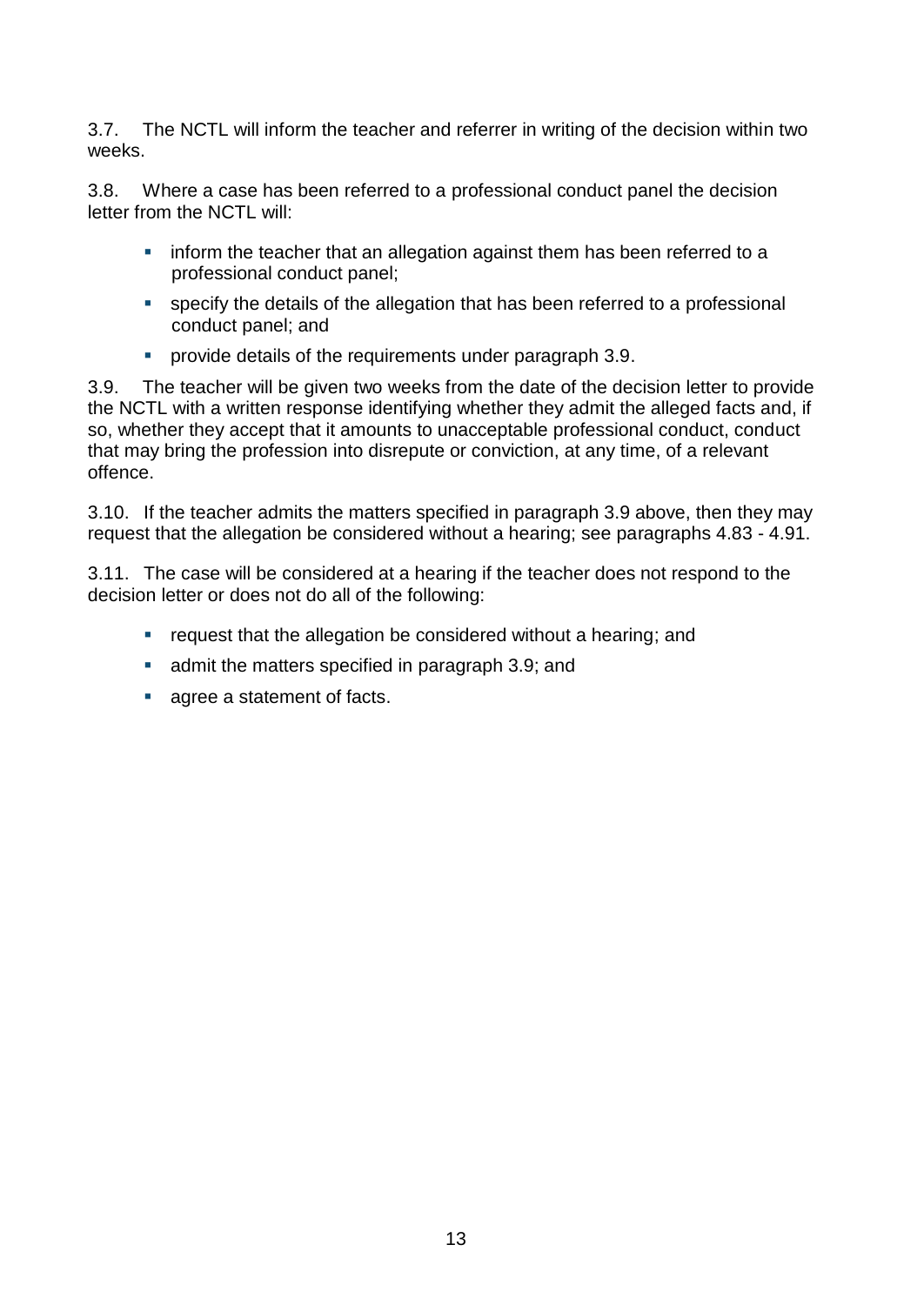3.7. The NCTL will inform the teacher and referrer in writing of the decision within two weeks.

3.8. Where a case has been referred to a professional conduct panel the decision letter from the NCTL will:

- inform the teacher that an allegation against them has been referred to a professional conduct panel;
- specify the details of the allegation that has been referred to a professional conduct panel; and
- provide details of the requirements under paragraph 3.9.

3.9. The teacher will be given two weeks from the date of the decision letter to provide the NCTL with a written response identifying whether they admit the alleged facts and, if so, whether they accept that it amounts to unacceptable professional conduct, conduct that may bring the profession into disrepute or conviction, at any time, of a relevant offence.

3.10. If the teacher admits the matters specified in paragraph 3.9 above, then they may request that the allegation be considered without a hearing; see paragraphs 4.83 - 4.91.

3.11. The case will be considered at a hearing if the teacher does not respond to the decision letter or does not do all of the following:

- request that the allegation be considered without a hearing; and
- admit the matters specified in paragraph 3.9; and
- agree a statement of facts.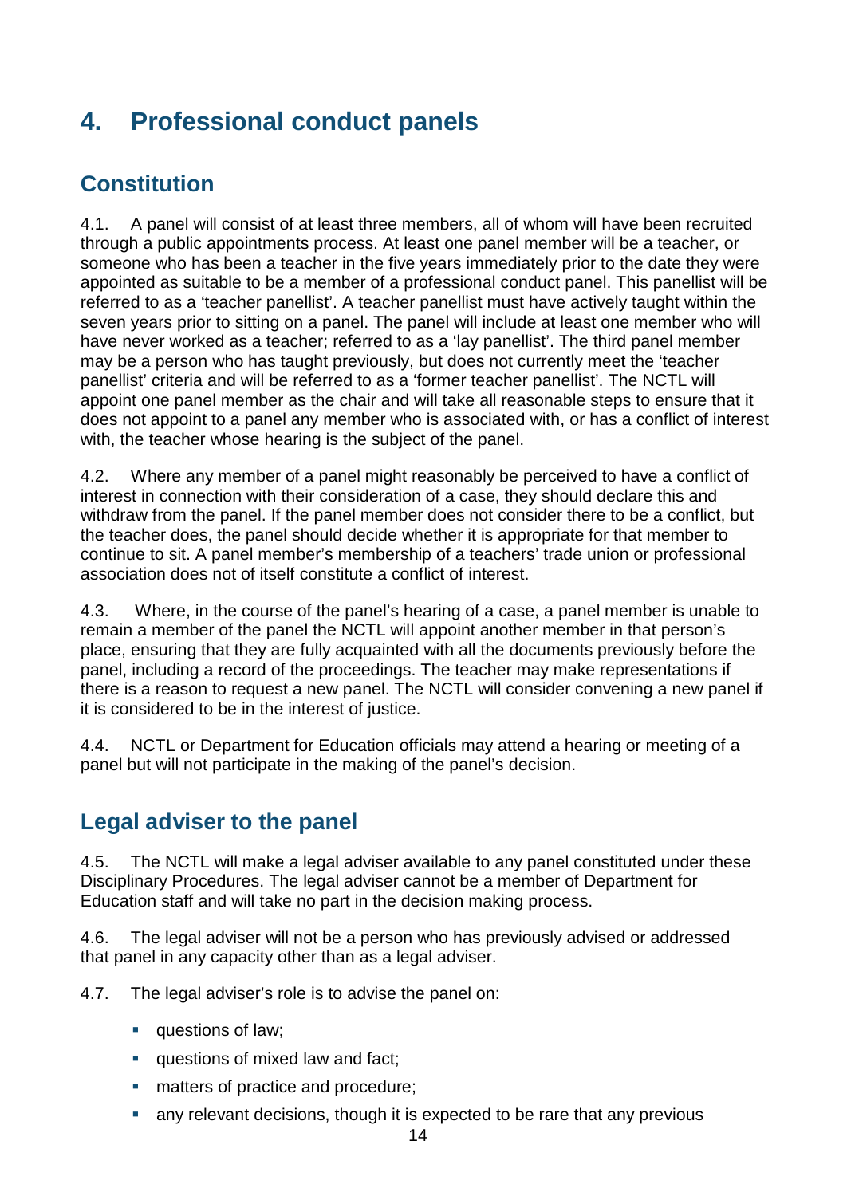# 4. Professional conduct panels

## Constitution

4.1. A panel will consist of at least three members, all of whom will have been recruited through a public appointments process. At least one panel member will be a teacher, or someone who has been a teacher in the five years immediately prior to the date they were appointed as suitable to be a member of a professional conduct panel. This panellist will be referred to as a 'teacher panellist'. A teacher panellist must have actively taught within the seven years prior to sitting on a panel. The panel will include at least one member who will have never worked as a teacher; referred to as a 'lay panellist'. The third panel member may be a person who has taught previously, but does not currently meet the 'teacher panellist' criteria and will be referred to as a 'former teacher panellist'. The NCTL will appoint one panel member as the chair and will take all reasonable steps to ensure that it does not appoint to a panel any member who is associated with, or has a conflict of interest with, the teacher whose hearing is the subject of the panel.

4.2. Where any member of a panel might reasonably be perceived to have a conflict of interest in connection with their consideration of a case, they should declare this and withdraw from the panel. If the panel member does not consider there to be a conflict, but the teacher does, the panel should decide whether it is appropriate for that member to continue to sit. A panel member's membership of a teachers' trade union or professional association does not of itself constitute a conflict of interest.

4.3. Where, in the course of the panel's hearing of a case, a panel member is unable to remain a member of the panel the NCTL will appoint another member in that person's place, ensuring that they are fully acquainted with all the documents previously before the panel, including a record of the proceedings. The teacher may make representations if there is a reason to request a new panel. The NCTL will consider convening a new panel if it is considered to be in the interest of justice.

4.4. NCTL or Department for Education officials may attend a hearing or meeting of a panel but will not participate in the making of the panel's decision.

## Legal adviser to the panel

4.5. The NCTL will make a legal adviser available to any panel constituted under these Disciplinary Procedures. The legal adviser cannot be a member of Department for Education staff and will take no part in the decision making process.

4.6. The legal adviser will not be a person who has previously advised or addressed that panel in any capacity other than as a legal adviser.

4.7. The legal adviser's role is to advise the panel on:

- questions of law;
- questions of mixed law and fact;
- matters of practice and procedure;
- any relevant decisions, though it is expected to be rare that any previous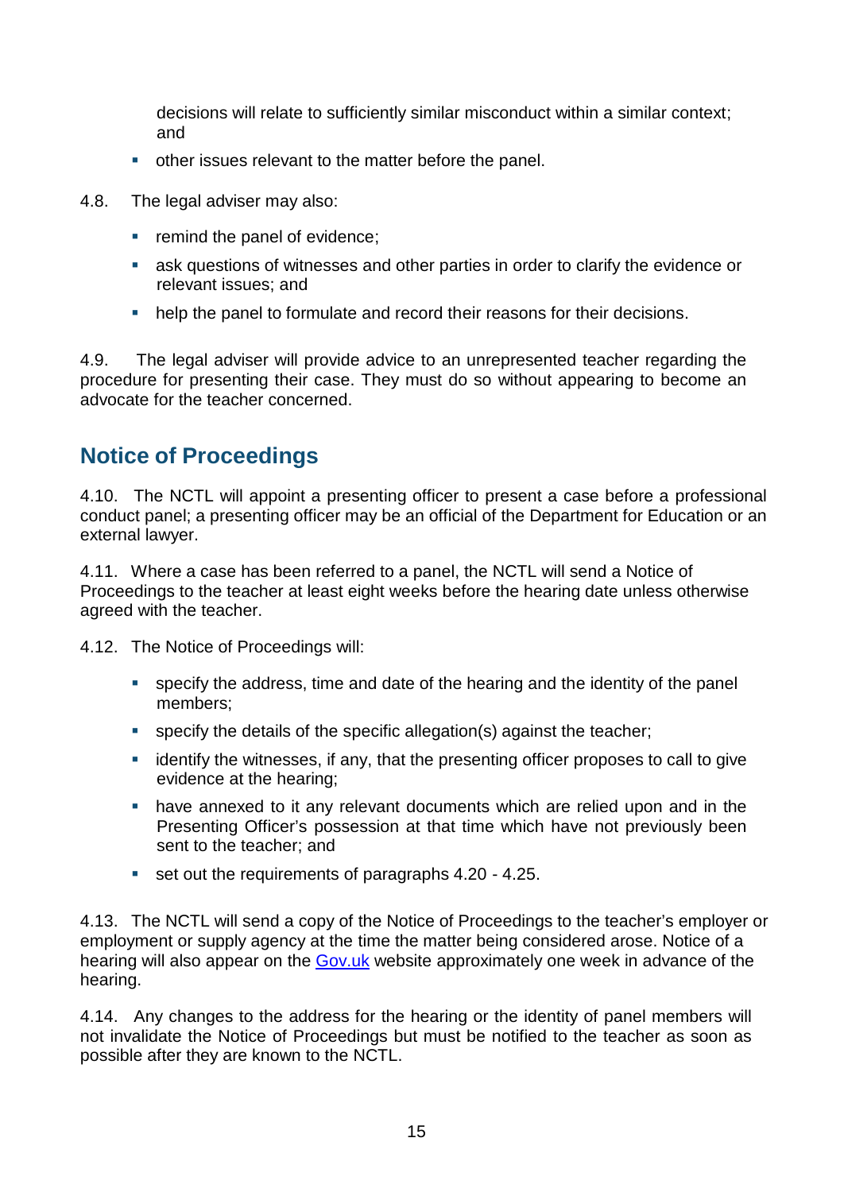decisions will relate to sufficiently similar misconduct within a similar context; and

- other issues relevant to the matter before the panel.

4.8. The legal adviser may also:

- remind the panel of evidence;
- ask questions of witnesses and other parties in order to clarify the evidence or relevant issues; and
- help the panel to formulate and record their reasons for their decisions.

4.9. The legal adviser will provide advice to an unrepresented teacher regarding the procedure for presenting their case. They must do so without appearing to become an advocate for the teacher concerned.

## Notice of Proceedings

4.10. The NCTL will appoint a presenting officer to present a case before a professional conduct panel; a presenting officer may be an official of the Department for Education or an external lawyer.

4.11. Where a case has been referred to a panel, the NCTL will send a Notice of Proceedings to the teacher at least eight weeks before the hearing date unless otherwise agreed with the teacher.

4.12. The Notice of Proceedings will:

- specify the address, time and date of the hearing and the identity of the panel members;
- specify the details of the specific allegation(s) against the teacher;
- identify the witnesses, if any, that the presenting officer proposes to call to give evidence at the hearing;
- have annexed to it any relevant documents which are relied upon and in the Presenting Officer's possession at that time which have not previously been sent to the teacher; and
- set out the requirements of paragraphs 4.20 - 4.25.

4.13. The NCTL will send a copy of the Notice of Proceedings to the teacher's employer or employment or supply agency at the time the matter being considered arose. Notice of a hearing will also appear on the Gov.uk website approximately one week in advance of the hearing.

4.14. Any changes to the address for the hearing or the identity of panel members will not invalidate the Notice of Proceedings but must be notified to the teacher as soon as possible after they are known to the NCTL.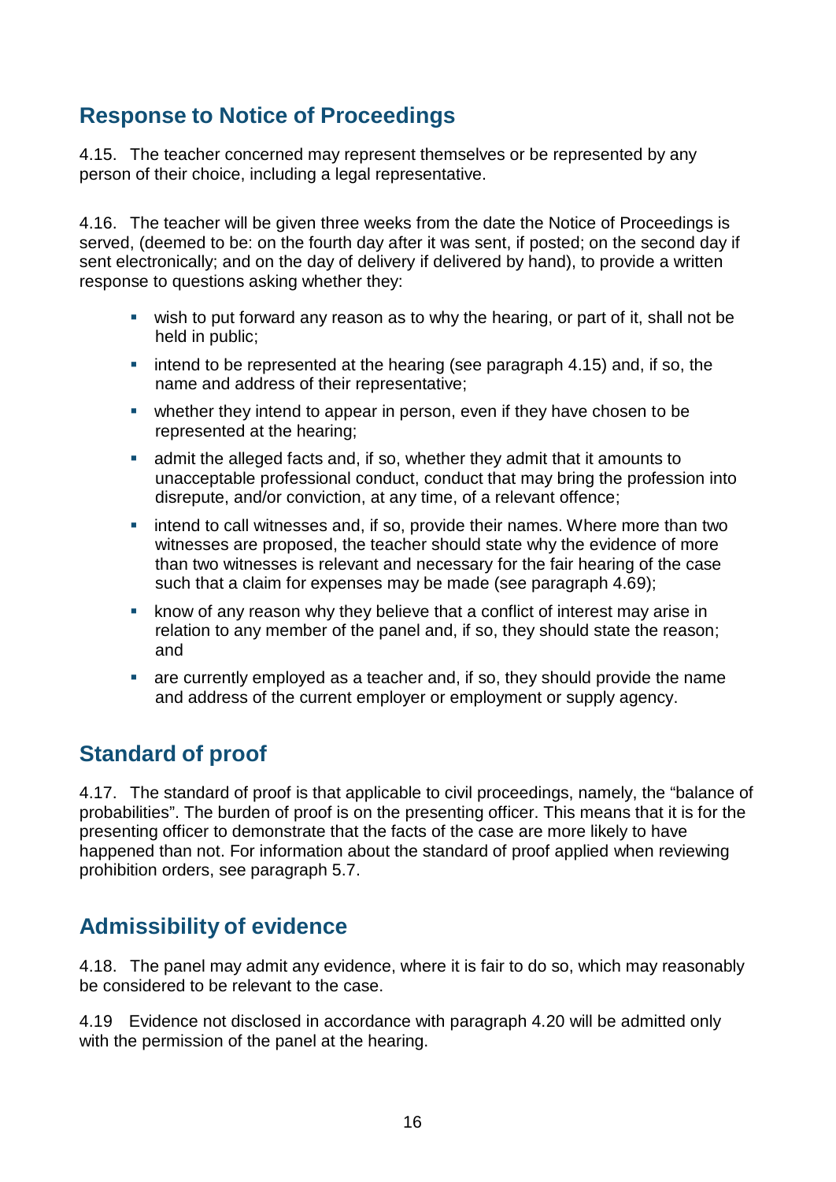## Response to Notice of Proceedings

4.15. The teacher concerned may represent themselves or be represented by any person of their choice, including a legal representative.

4.16. The teacher will be given three weeks from the date the Notice of Proceedings is served, (deemed to be: on the fourth day after it was sent, if posted; on the second day if sent electronically; and on the day of delivery if delivered by hand), to provide a written response to questions asking whether they:

- wish to put forward any reason as to why the hearing, or part of it, shall not be held in public;
- intend to be represented at the hearing (see paragraph 4.15) and, if so, the name and address of their representative;
- whether they intend to appear in person, even if they have chosen to be represented at the hearing;
- admit the alleged facts and, if so, whether they admit that it amounts to unacceptable professional conduct, conduct that may bring the profession into disrepute, and/or conviction, at any time, of a relevant offence;
- intend to call witnesses and, if so, provide their names. Where more than two witnesses are proposed, the teacher should state why the evidence of more than two witnesses is relevant and necessary for the fair hearing of the case such that a claim for expenses may be made (see paragraph 4.69);
- know of any reason why they believe that a conflict of interest may arise in relation to any member of the panel and, if so, they should state the reason; and
- are currently employed as a teacher and, if so, they should provide the name and address of the current employer or employment or supply agency.

## Standard of proof

4.17. The standard of proof is that applicable to civil proceedings, namely, the "balance of probabilities". The burden of proof is on the presenting officer. This means that it is for the presenting officer to demonstrate that the facts of the case are more likely to have happened than not. For information about the standard of proof applied when reviewing prohibition orders, see paragraph 5.7.

## Admissibility of evidence

4.18. The panel may admit any evidence, where it is fair to do so, which may reasonably be considered to be relevant to the case.

4.19 Evidence not disclosed in accordance with paragraph 4.20 will be admitted only with the permission of the panel at the hearing.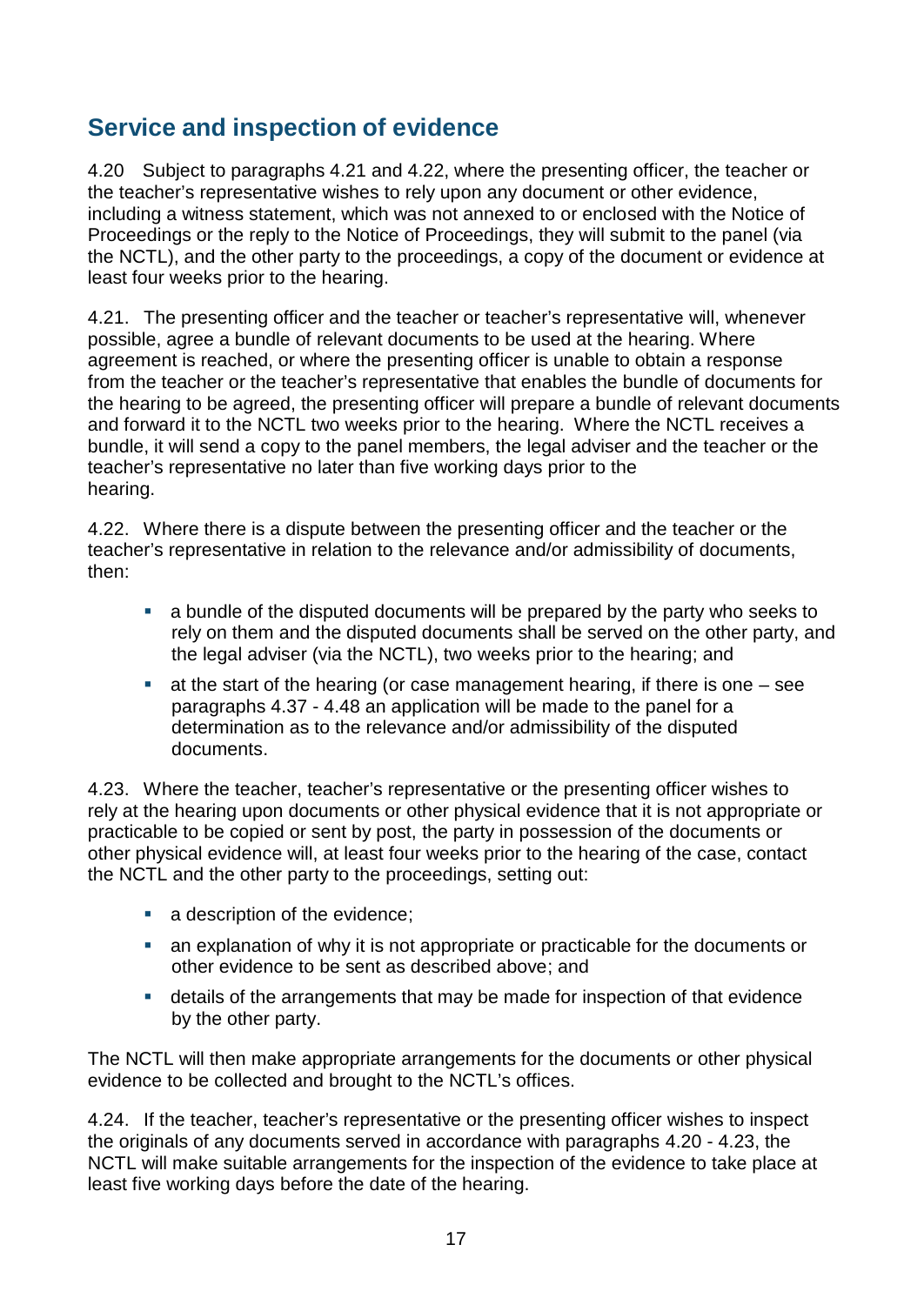## Service and inspection of evidence

4.20 Subject to paragraphs 4.21 and 4.22, where the presenting officer, the teacher or the teacher's representative wishes to rely upon any document or other evidence, including a witness statement, which was not annexed to or enclosed with the Notice of Proceedings or the reply to the Notice of Proceedings, they will submit to the panel (via the NCTL), and the other party to the proceedings, a copy of the document or evidence at least four weeks prior to the hearing.

4.21. The presenting officer and the teacher or teacher's representative will, whenever possible, agree a bundle of relevant documents to be used at the hearing. Where agreement is reached, or where the presenting officer is unable to obtain a response from the teacher or the teacher's representative that enables the bundle of documents for the hearing to be agreed, the presenting officer will prepare a bundle of relevant documents and forward it to the NCTL two weeks prior to the hearing. Where the NCTL receives a bundle, it will send a copy to the panel members, the legal adviser and the teacher or the teacher's representative no later than five working days prior to the hearing.

4.22. Where there is a dispute between the presenting officer and the teacher or the teacher's representative in relation to the relevance and/or admissibility of documents, then:

- a bundle of the disputed documents will be prepared by the party who seeks to rely on them and the disputed documents shall be served on the other party, and the legal adviser (via the NCTL), two weeks prior to the hearing; and
- at the start of the hearing (or case management hearing, if there is one – see paragraphs 4.37 - 4.48 an application will be made to the panel for a determination as to the relevance and/or admissibility of the disputed documents.

4.23. Where the teacher, teacher's representative or the presenting officer wishes to rely at the hearing upon documents or other physical evidence that it is not appropriate or practicable to be copied or sent by post, the party in possession of the documents or other physical evidence will, at least four weeks prior to the hearing of the case, contact the NCTL and the other party to the proceedings, setting out:

- a description of the evidence;
- an explanation of why it is not appropriate or practicable for the documents or other evidence to be sent as described above; and
- details of the arrangements that may be made for inspection of that evidence by the other party.

The NCTL will then make appropriate arrangements for the documents or other physical evidence to be collected and brought to the NCTL's offices.

4.24. If the teacher, teacher's representative or the presenting officer wishes to inspect the originals of any documents served in accordance with paragraphs 4.20 - 4.23, the NCTL will make suitable arrangements for the inspection of the evidence to take place at least five working days before the date of the hearing.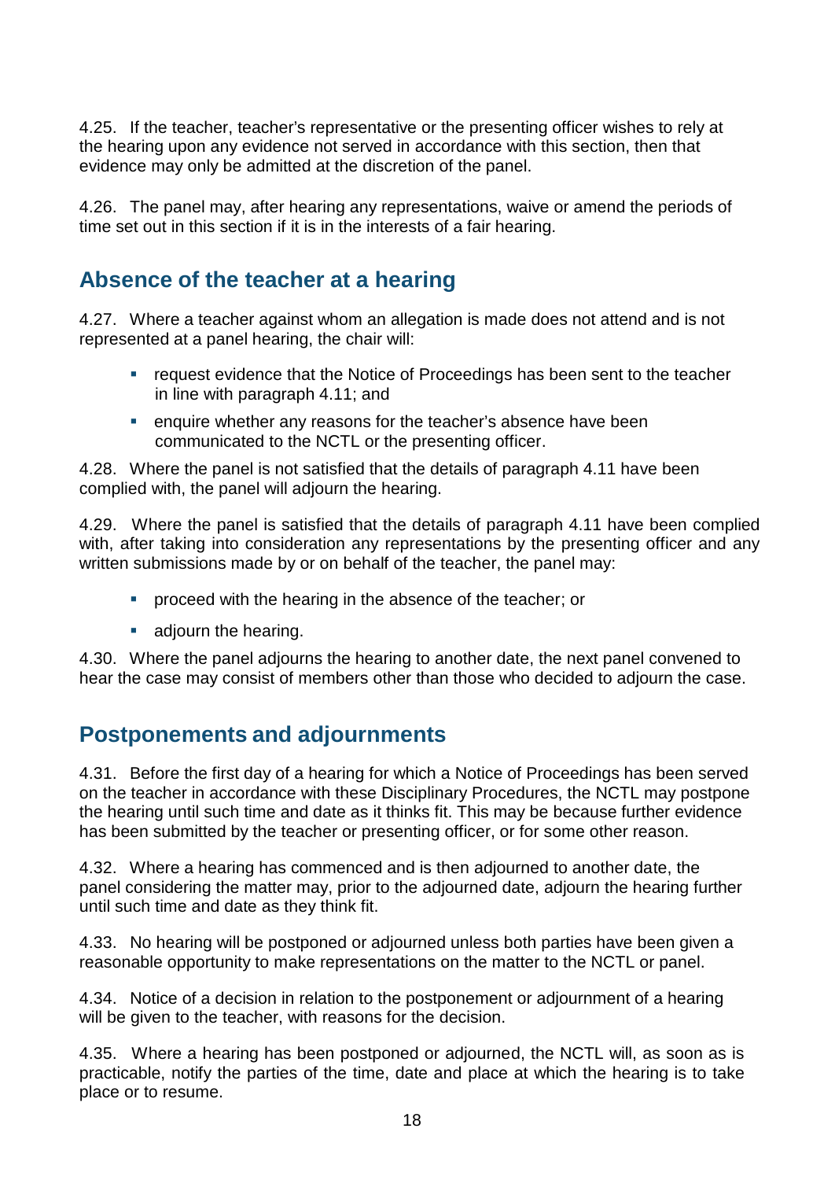4.25. If the teacher, teacher's representative or the presenting officer wishes to rely at the hearing upon any evidence not served in accordance with this section, then that evidence may only be admitted at the discretion of the panel.

4.26. The panel may, after hearing any representations, waive or amend the periods of time set out in this section if it is in the interests of a fair hearing.

## Absence of the teacher at a hearing

4.27. Where a teacher against whom an allegation is made does not attend and is not represented at a panel hearing, the chair will:

- request evidence that the Notice of Proceedings has been sent to the teacher in line with paragraph 4.11; and
- enquire whether any reasons for the teacher's absence have been communicated to the NCTL or the presenting officer.

4.28. Where the panel is not satisfied that the details of paragraph 4.11 have been complied with, the panel will adjourn the hearing.

4.29. Where the panel is satisfied that the details of paragraph 4.11 have been complied with, after taking into consideration any representations by the presenting officer and any written submissions made by or on behalf of the teacher, the panel may:

- proceed with the hearing in the absence of the teacher; or
- adjourn the hearing.

4.30. Where the panel adjourns the hearing to another date, the next panel convened to hear the case may consist of members other than those who decided to adjourn the case.

## Postponements and adjournments

4.31. Before the first day of a hearing for which a Notice of Proceedings has been served on the teacher in accordance with these Disciplinary Procedures, the NCTL may postpone the hearing until such time and date as it thinks fit. This may be because further evidence has been submitted by the teacher or presenting officer, or for some other reason.

4.32. Where a hearing has commenced and is then adjourned to another date, the panel considering the matter may, prior to the adjourned date, adjourn the hearing further until such time and date as they think fit.

4.33. No hearing will be postponed or adjourned unless both parties have been given a reasonable opportunity to make representations on the matter to the NCTL or panel.

4.34. Notice of a decision in relation to the postponement or adjournment of a hearing will be given to the teacher, with reasons for the decision.

4.35. Where a hearing has been postponed or adjourned, the NCTL will, as soon as is practicable, notify the parties of the time, date and place at which the hearing is to take place or to resume.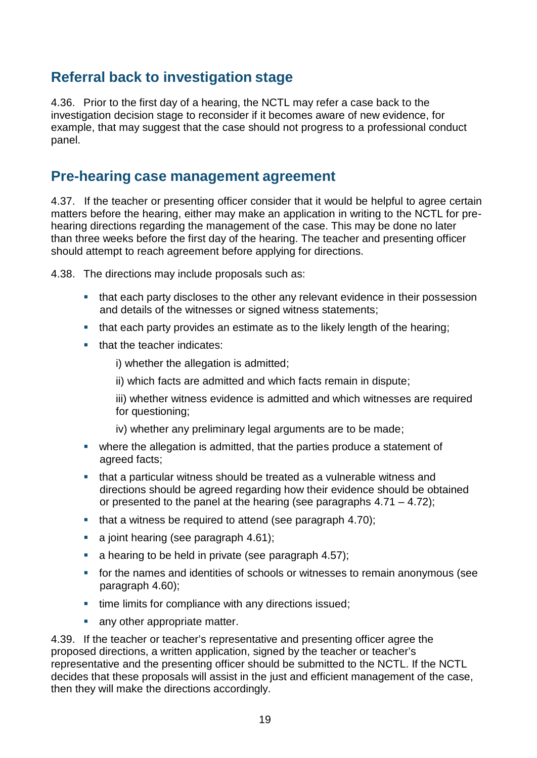## Referral back to investigation stage

4.36. Prior to the first day of a hearing, the NCTL may refer a case back to the investigation decision stage to reconsider if it becomes aware of new evidence, for example, that may suggest that the case should not progress to a professional conduct panel.

## Pre-hearing case management agreement

4.37. If the teacher or presenting officer consider that it would be helpful to agree certain matters before the hearing, either may make an application in writing to the NCTL for pre-hearing directions regarding the management of the case. This may be done no later than three weeks before the first day of the hearing. The teacher and presenting officer should attempt to reach agreement before applying for directions.

4.38. The directions may include proposals such as:

- that each party discloses to the other any relevant evidence in their possession and details of the witnesses or signed witness statements;
- that each party provides an estimate as to the likely length of the hearing;
- that the teacher indicates:

  i) whether the allegation is admitted;

  ii) which facts are admitted and which facts remain in dispute;

  iii) whether witness evidence is admitted and which witnesses are required for questioning;

  iv) whether any preliminary legal arguments are to be made;
- where the allegation is admitted, that the parties produce a statement of agreed facts;
- that a particular witness should be treated as a vulnerable witness and directions should be agreed regarding how their evidence should be obtained or presented to the panel at the hearing (see paragraphs 4.71 – 4.72);
- that a witness be required to attend (see paragraph 4.70);
- a joint hearing (see paragraph 4.61);
- a hearing to be held in private (see paragraph 4.57);
- for the names and identities of schools or witnesses to remain anonymous (see paragraph 4.60);
- time limits for compliance with any directions issued;
- any other appropriate matter.

4.39. If the teacher or teacher's representative and presenting officer agree the proposed directions, a written application, signed by the teacher or teacher's representative and the presenting officer should be submitted to the NCTL. If the NCTL decides that these proposals will assist in the just and efficient management of the case, then they will make the directions accordingly.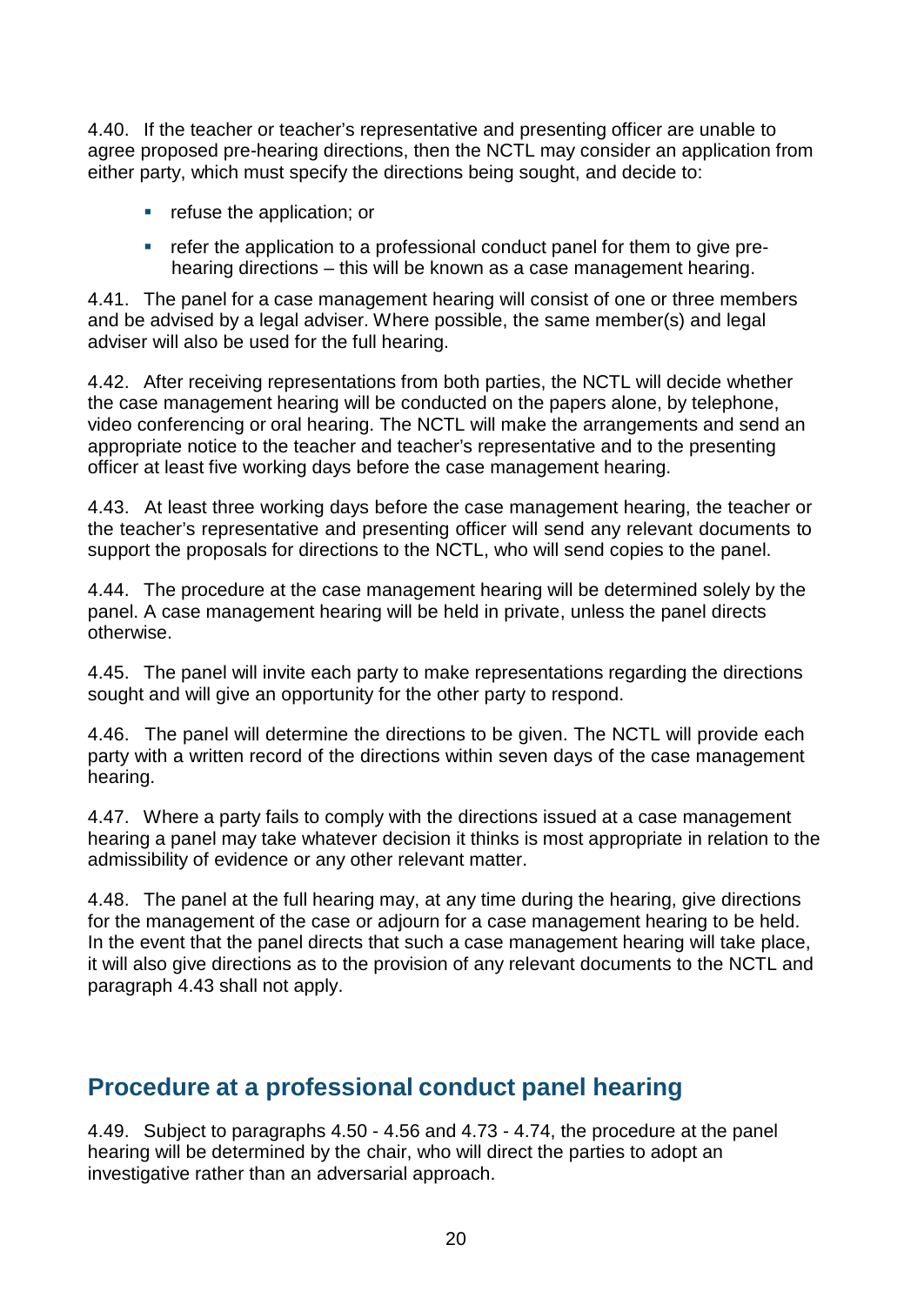4.40. If the teacher or teacher's representative and presenting officer are unable to agree proposed pre-hearing directions, then the NCTL may consider an application from either party, which must specify the directions being sought, and decide to:

- refuse the application; or
- refer the application to a professional conduct panel for them to give pre-hearing directions – this will be known as a case management hearing.

4.41. The panel for a case management hearing will consist of one or three members and be advised by a legal adviser. Where possible, the same member(s) and legal adviser will also be used for the full hearing.

4.42. After receiving representations from both parties, the NCTL will decide whether the case management hearing will be conducted on the papers alone, by telephone, video conferencing or oral hearing. The NCTL will make the arrangements and send an appropriate notice to the teacher and teacher's representative and to the presenting officer at least five working days before the case management hearing.

4.43. At least three working days before the case management hearing, the teacher or the teacher's representative and presenting officer will send any relevant documents to support the proposals for directions to the NCTL, who will send copies to the panel.

4.44. The procedure at the case management hearing will be determined solely by the panel. A case management hearing will be held in private, unless the panel directs otherwise.

4.45. The panel will invite each party to make representations regarding the directions sought and will give an opportunity for the other party to respond.

4.46. The panel will determine the directions to be given. The NCTL will provide each party with a written record of the directions within seven days of the case management hearing.

4.47. Where a party fails to comply with the directions issued at a case management hearing a panel may take whatever decision it thinks is most appropriate in relation to the admissibility of evidence or any other relevant matter.

4.48. The panel at the full hearing may, at any time during the hearing, give directions for the management of the case or adjourn for a case management hearing to be held. In the event that the panel directs that such a case management hearing will take place, it will also give directions as to the provision of any relevant documents to the NCTL and paragraph 4.43 shall not apply.

## Procedure at a professional conduct panel hearing

4.49. Subject to paragraphs 4.50 - 4.56 and 4.73 - 4.74, the procedure at the panel hearing will be determined by the chair, who will direct the parties to adopt an investigative rather than an adversarial approach.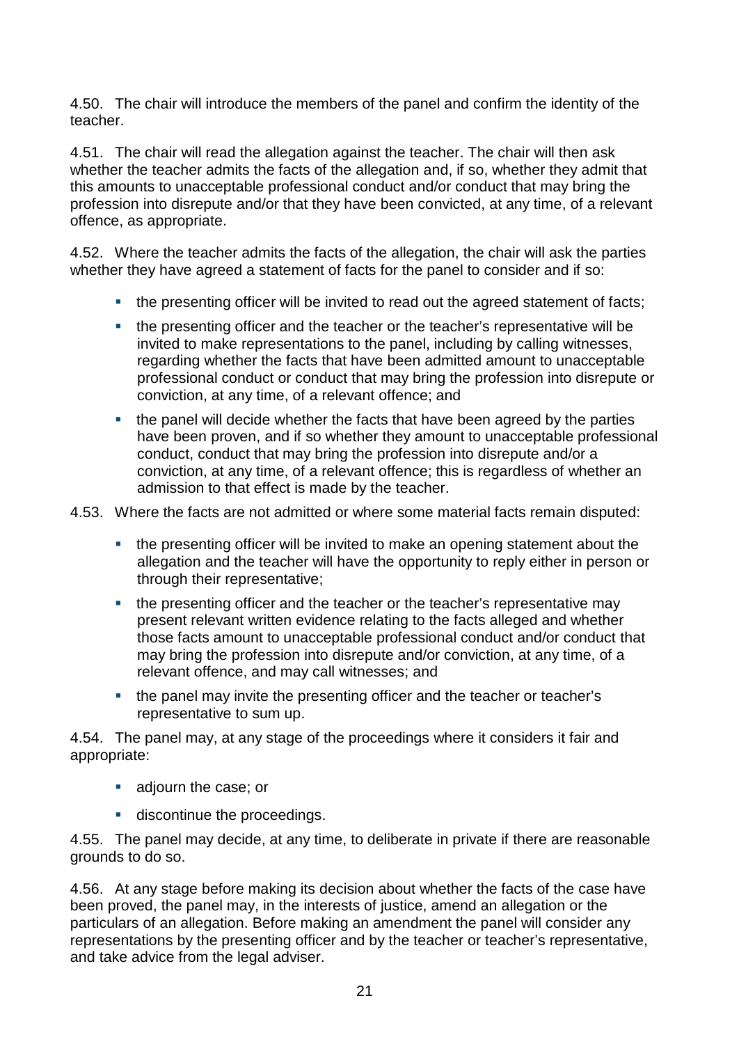4.50. The chair will introduce the members of the panel and confirm the identity of the teacher.

4.51. The chair will read the allegation against the teacher. The chair will then ask whether the teacher admits the facts of the allegation and, if so, whether they admit that this amounts to unacceptable professional conduct and/or conduct that may bring the profession into disrepute and/or that they have been convicted, at any time, of a relevant offence, as appropriate.

4.52. Where the teacher admits the facts of the allegation, the chair will ask the parties whether they have agreed a statement of facts for the panel to consider and if so:

- the presenting officer will be invited to read out the agreed statement of facts;
- the presenting officer and the teacher or the teacher's representative will be invited to make representations to the panel, including by calling witnesses, regarding whether the facts that have been admitted amount to unacceptable professional conduct or conduct that may bring the profession into disrepute or conviction, at any time, of a relevant offence; and
- the panel will decide whether the facts that have been agreed by the parties have been proven, and if so whether they amount to unacceptable professional conduct, conduct that may bring the profession into disrepute and/or a conviction, at any time, of a relevant offence; this is regardless of whether an admission to that effect is made by the teacher.

4.53. Where the facts are not admitted or where some material facts remain disputed:

- the presenting officer will be invited to make an opening statement about the allegation and the teacher will have the opportunity to reply either in person or through their representative;
- the presenting officer and the teacher or the teacher's representative may present relevant written evidence relating to the facts alleged and whether those facts amount to unacceptable professional conduct and/or conduct that may bring the profession into disrepute and/or conviction, at any time, of a relevant offence, and may call witnesses; and
- the panel may invite the presenting officer and the teacher or teacher's representative to sum up.

4.54. The panel may, at any stage of the proceedings where it considers it fair and appropriate:

- adjourn the case; or
- discontinue the proceedings.

4.55. The panel may decide, at any time, to deliberate in private if there are reasonable grounds to do so.

4.56. At any stage before making its decision about whether the facts of the case have been proved, the panel may, in the interests of justice, amend an allegation or the particulars of an allegation. Before making an amendment the panel will consider any representations by the presenting officer and by the teacher or teacher's representative, and take advice from the legal adviser.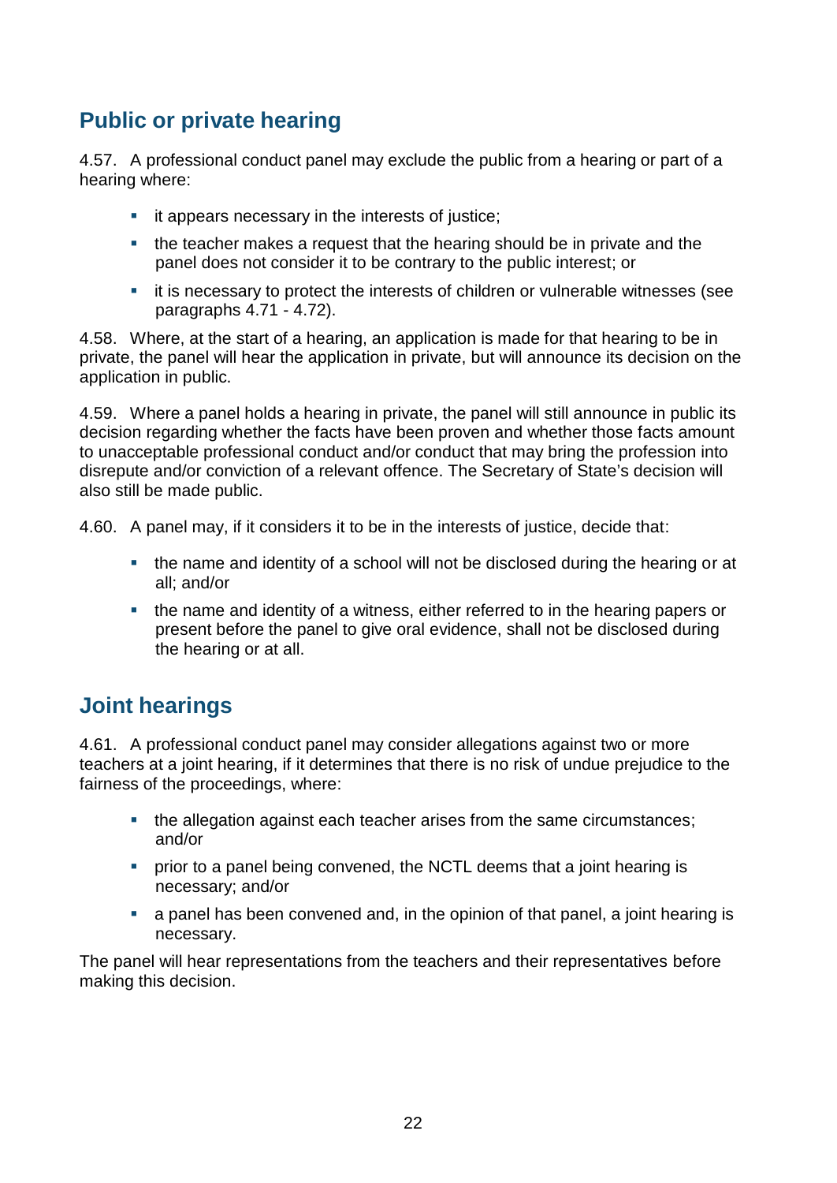## Public or private hearing

4.57. A professional conduct panel may exclude the public from a hearing or part of a hearing where:

- it appears necessary in the interests of justice;
- the teacher makes a request that the hearing should be in private and the panel does not consider it to be contrary to the public interest; or
- it is necessary to protect the interests of children or vulnerable witnesses (see paragraphs 4.71 - 4.72).

4.58. Where, at the start of a hearing, an application is made for that hearing to be in private, the panel will hear the application in private, but will announce its decision on the application in public.

4.59. Where a panel holds a hearing in private, the panel will still announce in public its decision regarding whether the facts have been proven and whether those facts amount to unacceptable professional conduct and/or conduct that may bring the profession into disrepute and/or conviction of a relevant offence. The Secretary of State's decision will also still be made public.

4.60. A panel may, if it considers it to be in the interests of justice, decide that:

- the name and identity of a school will not be disclosed during the hearing or at all; and/or
- the name and identity of a witness, either referred to in the hearing papers or present before the panel to give oral evidence, shall not be disclosed during the hearing or at all.

## Joint hearings

4.61. A professional conduct panel may consider allegations against two or more teachers at a joint hearing, if it determines that there is no risk of undue prejudice to the fairness of the proceedings, where:

- the allegation against each teacher arises from the same circumstances; and/or
- prior to a panel being convened, the NCTL deems that a joint hearing is necessary; and/or
- a panel has been convened and, in the opinion of that panel, a joint hearing is necessary.

The panel will hear representations from the teachers and their representatives before making this decision.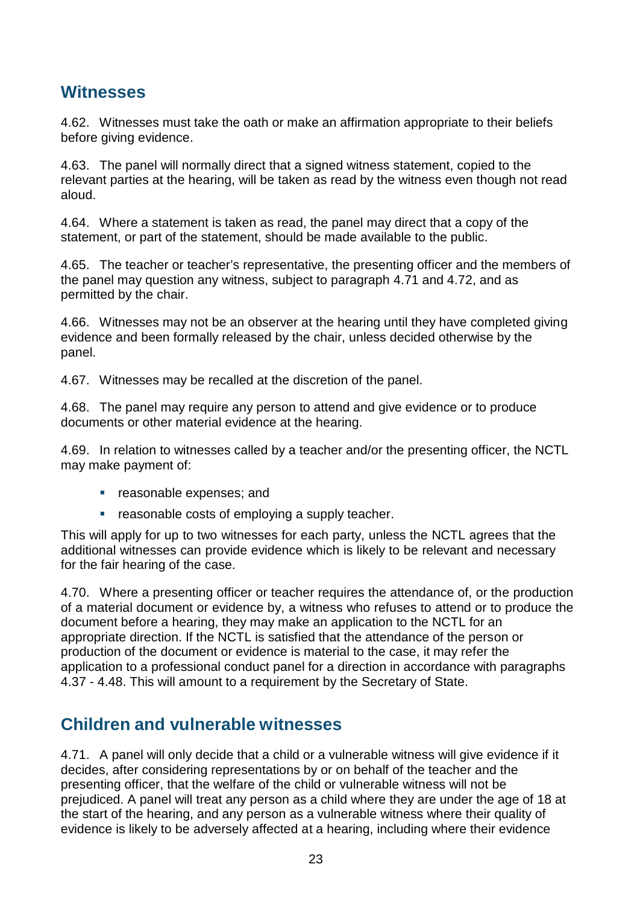## Witnesses

4.62. Witnesses must take the oath or make an affirmation appropriate to their beliefs before giving evidence.

4.63. The panel will normally direct that a signed witness statement, copied to the relevant parties at the hearing, will be taken as read by the witness even though not read aloud.

4.64. Where a statement is taken as read, the panel may direct that a copy of the statement, or part of the statement, should be made available to the public.

4.65. The teacher or teacher's representative, the presenting officer and the members of the panel may question any witness, subject to paragraph 4.71 and 4.72, and as permitted by the chair.

4.66. Witnesses may not be an observer at the hearing until they have completed giving evidence and been formally released by the chair, unless decided otherwise by the panel.

4.67. Witnesses may be recalled at the discretion of the panel.

4.68. The panel may require any person to attend and give evidence or to produce documents or other material evidence at the hearing.

4.69. In relation to witnesses called by a teacher and/or the presenting officer, the NCTL may make payment of:

- reasonable expenses; and
- reasonable costs of employing a supply teacher.

This will apply for up to two witnesses for each party, unless the NCTL agrees that the additional witnesses can provide evidence which is likely to be relevant and necessary for the fair hearing of the case.

4.70. Where a presenting officer or teacher requires the attendance of, or the production of a material document or evidence by, a witness who refuses to attend or to produce the document before a hearing, they may make an application to the NCTL for an appropriate direction. If the NCTL is satisfied that the attendance of the person or production of the document or evidence is material to the case, it may refer the application to a professional conduct panel for a direction in accordance with paragraphs 4.37 - 4.48. This will amount to a requirement by the Secretary of State.

## Children and vulnerable witnesses

4.71. A panel will only decide that a child or a vulnerable witness will give evidence if it decides, after considering representations by or on behalf of the teacher and the presenting officer, that the welfare of the child or vulnerable witness will not be prejudiced. A panel will treat any person as a child where they are under the age of 18 at the start of the hearing, and any person as a vulnerable witness where their quality of evidence is likely to be adversely affected at a hearing, including where their evidence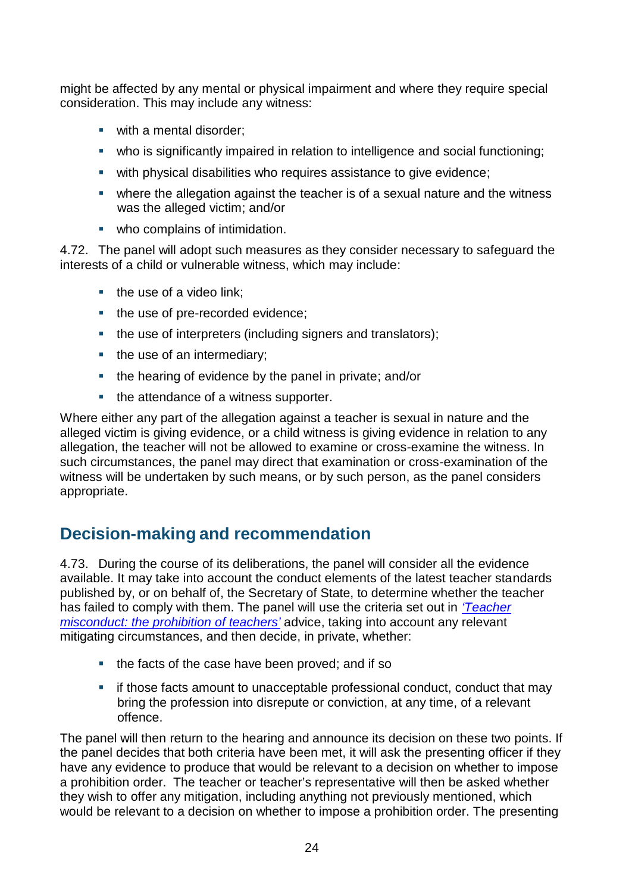might be affected by any mental or physical impairment and where they require special consideration. This may include any witness:

- with a mental disorder;
- who is significantly impaired in relation to intelligence and social functioning;
- with physical disabilities who requires assistance to give evidence;
- where the allegation against the teacher is of a sexual nature and the witness was the alleged victim; and/or
- who complains of intimidation.

4.72. The panel will adopt such measures as they consider necessary to safeguard the interests of a child or vulnerable witness, which may include:

- the use of a video link;
- the use of pre-recorded evidence;
- the use of interpreters (including signers and translators);
- the use of an intermediary;
- the hearing of evidence by the panel in private; and/or
- the attendance of a witness supporter.

Where either any part of the allegation against a teacher is sexual in nature and the alleged victim is giving evidence, or a child witness is giving evidence in relation to any allegation, the teacher will not be allowed to examine or cross-examine the witness. In such circumstances, the panel may direct that examination or cross-examination of the witness will be undertaken by such means, or by such person, as the panel considers appropriate.

## Decision-making and recommendation

4.73. During the course of its deliberations, the panel will consider all the evidence available. It may take into account the conduct elements of the latest teacher standards published by, or on behalf of, the Secretary of State, to determine whether the teacher has failed to comply with them. The panel will use the criteria set out in *'Teacher misconduct: the prohibition of teachers'* advice, taking into account any relevant mitigating circumstances, and then decide, in private, whether:

- the facts of the case have been proved; and if so
- if those facts amount to unacceptable professional conduct, conduct that may bring the profession into disrepute or conviction, at any time, of a relevant offence.

The panel will then return to the hearing and announce its decision on these two points. If the panel decides that both criteria have been met, it will ask the presenting officer if they have any evidence to produce that would be relevant to a decision on whether to impose a prohibition order. The teacher or teacher's representative will then be asked whether they wish to offer any mitigation, including anything not previously mentioned, which would be relevant to a decision on whether to impose a prohibition order. The presenting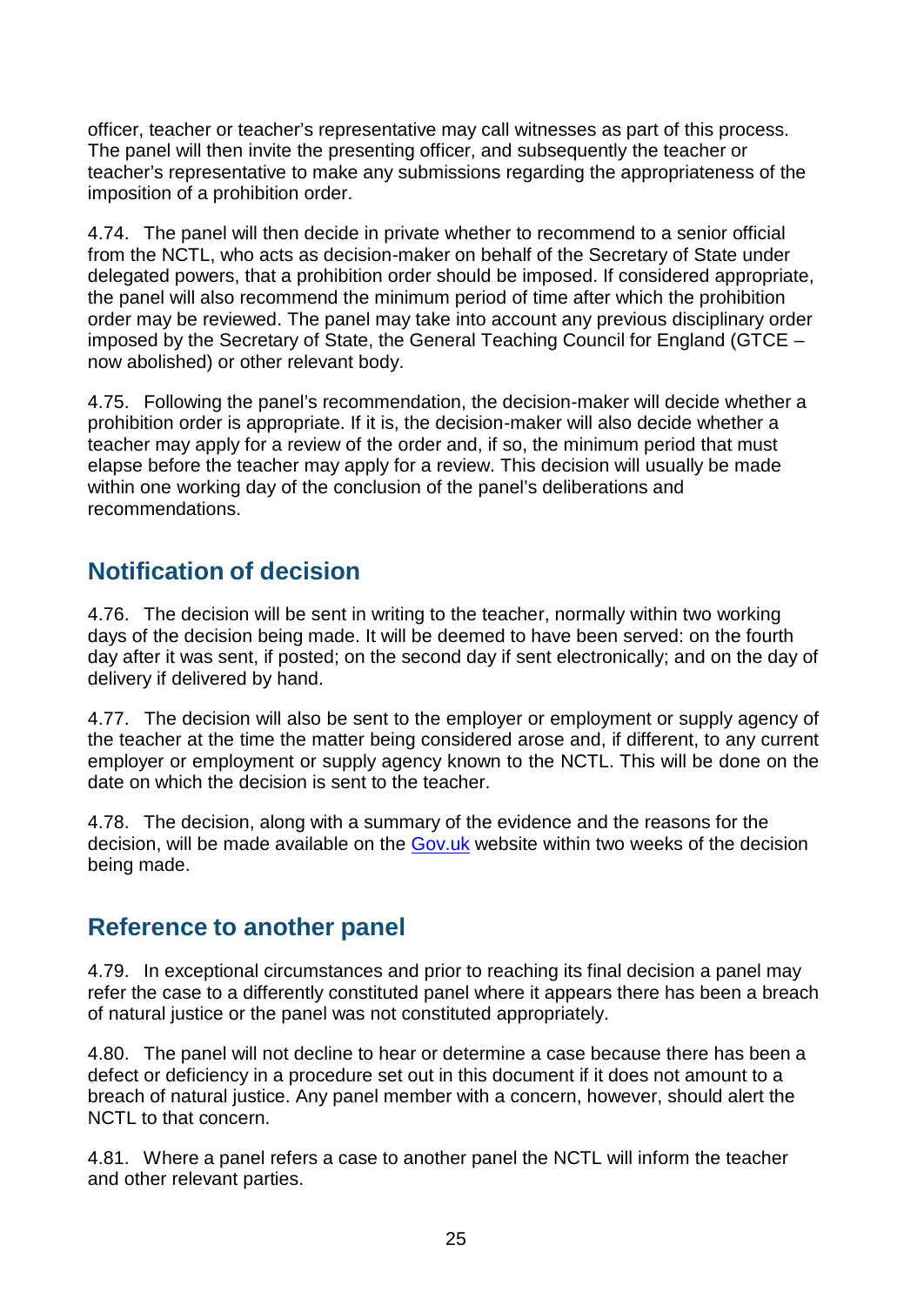officer, teacher or teacher's representative may call witnesses as part of this process. The panel will then invite the presenting officer, and subsequently the teacher or teacher's representative to make any submissions regarding the appropriateness of the imposition of a prohibition order.

4.74. The panel will then decide in private whether to recommend to a senior official from the NCTL, who acts as decision-maker on behalf of the Secretary of State under delegated powers, that a prohibition order should be imposed. If considered appropriate, the panel will also recommend the minimum period of time after which the prohibition order may be reviewed. The panel may take into account any previous disciplinary order imposed by the Secretary of State, the General Teaching Council for England (GTCE – now abolished) or other relevant body.

4.75. Following the panel's recommendation, the decision-maker will decide whether a prohibition order is appropriate. If it is, the decision-maker will also decide whether a teacher may apply for a review of the order and, if so, the minimum period that must elapse before the teacher may apply for a review. This decision will usually be made within one working day of the conclusion of the panel's deliberations and recommendations.

## Notification of decision

4.76. The decision will be sent in writing to the teacher, normally within two working days of the decision being made. It will be deemed to have been served: on the fourth day after it was sent, if posted; on the second day if sent electronically; and on the day of delivery if delivered by hand.

4.77. The decision will also be sent to the employer or employment or supply agency of the teacher at the time the matter being considered arose and, if different, to any current employer or employment or supply agency known to the NCTL. This will be done on the date on which the decision is sent to the teacher.

4.78. The decision, along with a summary of the evidence and the reasons for the decision, will be made available on the Gov.uk website within two weeks of the decision being made.

## Reference to another panel

4.79. In exceptional circumstances and prior to reaching its final decision a panel may refer the case to a differently constituted panel where it appears there has been a breach of natural justice or the panel was not constituted appropriately.

4.80. The panel will not decline to hear or determine a case because there has been a defect or deficiency in a procedure set out in this document if it does not amount to a breach of natural justice. Any panel member with a concern, however, should alert the NCTL to that concern.

4.81. Where a panel refers a case to another panel the NCTL will inform the teacher and other relevant parties.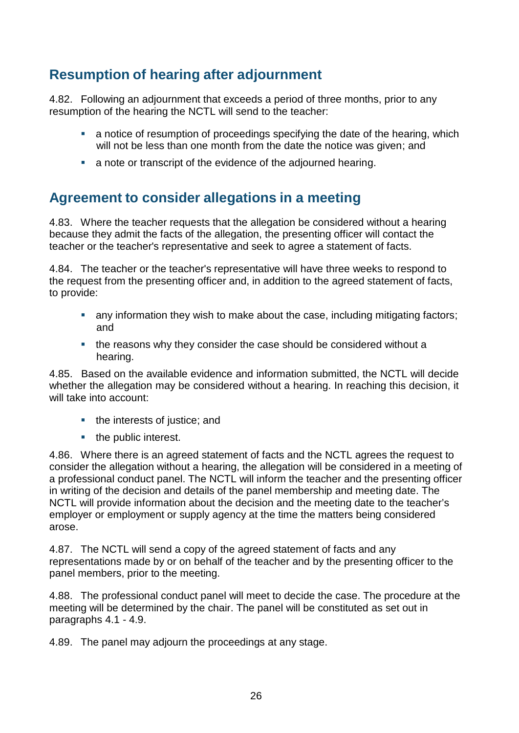## Resumption of hearing after adjournment

4.82. Following an adjournment that exceeds a period of three months, prior to any resumption of the hearing the NCTL will send to the teacher:

- a notice of resumption of proceedings specifying the date of the hearing, which will not be less than one month from the date the notice was given; and
- a note or transcript of the evidence of the adjourned hearing.

## Agreement to consider allegations in a meeting

4.83. Where the teacher requests that the allegation be considered without a hearing because they admit the facts of the allegation, the presenting officer will contact the teacher or the teacher's representative and seek to agree a statement of facts.

4.84. The teacher or the teacher's representative will have three weeks to respond to the request from the presenting officer and, in addition to the agreed statement of facts, to provide:

- any information they wish to make about the case, including mitigating factors; and
- the reasons why they consider the case should be considered without a hearing.

4.85. Based on the available evidence and information submitted, the NCTL will decide whether the allegation may be considered without a hearing. In reaching this decision, it will take into account:

- the interests of justice; and
- the public interest.

4.86. Where there is an agreed statement of facts and the NCTL agrees the request to consider the allegation without a hearing, the allegation will be considered in a meeting of a professional conduct panel. The NCTL will inform the teacher and the presenting officer in writing of the decision and details of the panel membership and meeting date. The NCTL will provide information about the decision and the meeting date to the teacher's employer or employment or supply agency at the time the matters being considered arose.

4.87. The NCTL will send a copy of the agreed statement of facts and any representations made by or on behalf of the teacher and by the presenting officer to the panel members, prior to the meeting.

4.88. The professional conduct panel will meet to decide the case. The procedure at the meeting will be determined by the chair. The panel will be constituted as set out in paragraphs 4.1 - 4.9.

4.89. The panel may adjourn the proceedings at any stage.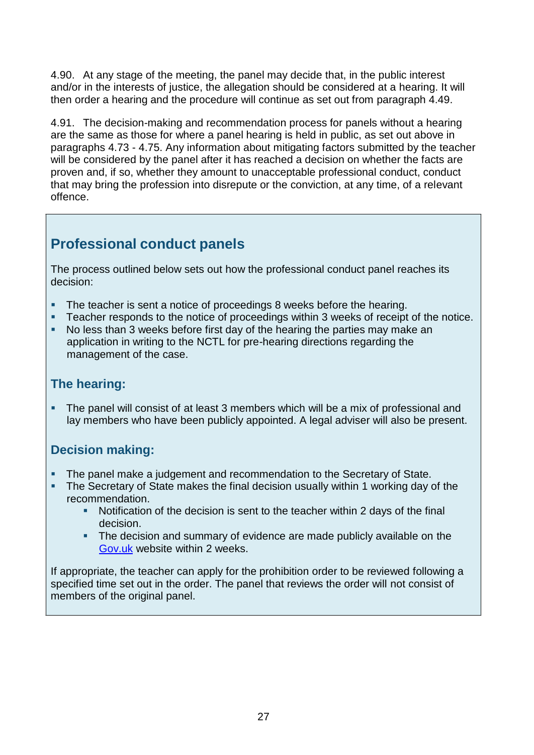4.90. At any stage of the meeting, the panel may decide that, in the public interest and/or in the interests of justice, the allegation should be considered at a hearing. It will then order a hearing and the procedure will continue as set out from paragraph 4.49.

4.91. The decision-making and recommendation process for panels without a hearing are the same as those for where a panel hearing is held in public, as set out above in paragraphs 4.73 - 4.75. Any information about mitigating factors submitted by the teacher will be considered by the panel after it has reached a decision on whether the facts are proven and, if so, whether they amount to unacceptable professional conduct, conduct that may bring the profession into disrepute or the conviction, at any time, of a relevant offence.

## Professional conduct panels

The process outlined below sets out how the professional conduct panel reaches its decision:

- The teacher is sent a notice of proceedings 8 weeks before the hearing.
- Teacher responds to the notice of proceedings within 3 weeks of receipt of the notice.
- No less than 3 weeks before first day of the hearing the parties may make an application in writing to the NCTL for pre-hearing directions regarding the management of the case.

### The hearing:

- The panel will consist of at least 3 members which will be a mix of professional and lay members who have been publicly appointed. A legal adviser will also be present.

### Decision making:

- The panel make a judgement and recommendation to the Secretary of State.
- The Secretary of State makes the final decision usually within 1 working day of the recommendation.
  - Notification of the decision is sent to the teacher within 2 days of the final decision.
  - The decision and summary of evidence are made publicly available on the [Gov.uk](https://www.gov.uk) website within 2 weeks.

If appropriate, the teacher can apply for the prohibition order to be reviewed following a specified time set out in the order. The panel that reviews the order will not consist of members of the original panel.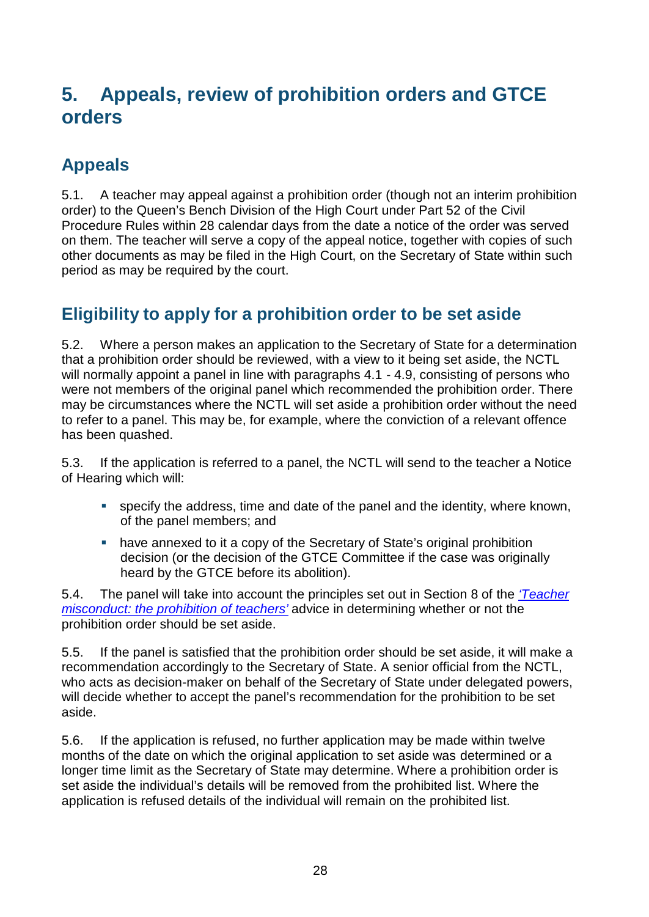# 5. Appeals, review of prohibition orders and GTCE orders

## Appeals

5.1. A teacher may appeal against a prohibition order (though not an interim prohibition order) to the Queen's Bench Division of the High Court under Part 52 of the Civil Procedure Rules within 28 calendar days from the date a notice of the order was served on them. The teacher will serve a copy of the appeal notice, together with copies of such other documents as may be filed in the High Court, on the Secretary of State within such period as may be required by the court.

## Eligibility to apply for a prohibition order to be set aside

5.2. Where a person makes an application to the Secretary of State for a determination that a prohibition order should be reviewed, with a view to it being set aside, the NCTL will normally appoint a panel in line with paragraphs 4.1 - 4.9, consisting of persons who were not members of the original panel which recommended the prohibition order. There may be circumstances where the NCTL will set aside a prohibition order without the need to refer to a panel. This may be, for example, where the conviction of a relevant offence has been quashed.

5.3. If the application is referred to a panel, the NCTL will send to the teacher a Notice of Hearing which will:

- specify the address, time and date of the panel and the identity, where known, of the panel members; and
- have annexed to it a copy of the Secretary of State's original prohibition decision (or the decision of the GTCE Committee if the case was originally heard by the GTCE before its abolition).

5.4. The panel will take into account the principles set out in Section 8 of the *'Teacher misconduct: the prohibition of teachers'* advice in determining whether or not the prohibition order should be set aside.

5.5. If the panel is satisfied that the prohibition order should be set aside, it will make a recommendation accordingly to the Secretary of State. A senior official from the NCTL, who acts as decision-maker on behalf of the Secretary of State under delegated powers, will decide whether to accept the panel's recommendation for the prohibition to be set aside.

5.6. If the application is refused, no further application may be made within twelve months of the date on which the original application to set aside was determined or a longer time limit as the Secretary of State may determine. Where a prohibition order is set aside the individual's details will be removed from the prohibited list. Where the application is refused details of the individual will remain on the prohibited list.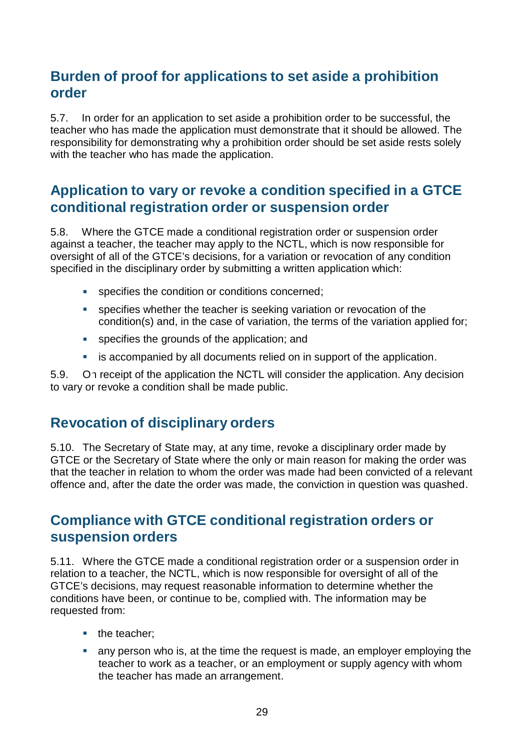## Burden of proof for applications to set aside a prohibition order

5.7. In order for an application to set aside a prohibition order to be successful, the teacher who has made the application must demonstrate that it should be allowed. The responsibility for demonstrating why a prohibition order should be set aside rests solely with the teacher who has made the application.

## Application to vary or revoke a condition specified in a GTCE conditional registration order or suspension order

5.8. Where the GTCE made a conditional registration order or suspension order against a teacher, the teacher may apply to the NCTL, which is now responsible for oversight of all of the GTCE's decisions, for a variation or revocation of any condition specified in the disciplinary order by submitting a written application which:

- specifies the condition or conditions concerned;
- specifies whether the teacher is seeking variation or revocation of the condition(s) and, in the case of variation, the terms of the variation applied for;
- specifies the grounds of the application; and
- is accompanied by all documents relied on in support of the application.

5.9. On receipt of the application the NCTL will consider the application. Any decision to vary or revoke a condition shall be made public.

## Revocation of disciplinary orders

5.10. The Secretary of State may, at any time, revoke a disciplinary order made by GTCE or the Secretary of State where the only or main reason for making the order was that the teacher in relation to whom the order was made had been convicted of a relevant offence and, after the date the order was made, the conviction in question was quashed.

## Compliance with GTCE conditional registration orders or suspension orders

5.11. Where the GTCE made a conditional registration order or a suspension order in relation to a teacher, the NCTL, which is now responsible for oversight of all of the GTCE's decisions, may request reasonable information to determine whether the conditions have been, or continue to be, complied with. The information may be requested from:

- the teacher;
- any person who is, at the time the request is made, an employer employing the teacher to work as a teacher, or an employment or supply agency with whom the teacher has made an arrangement.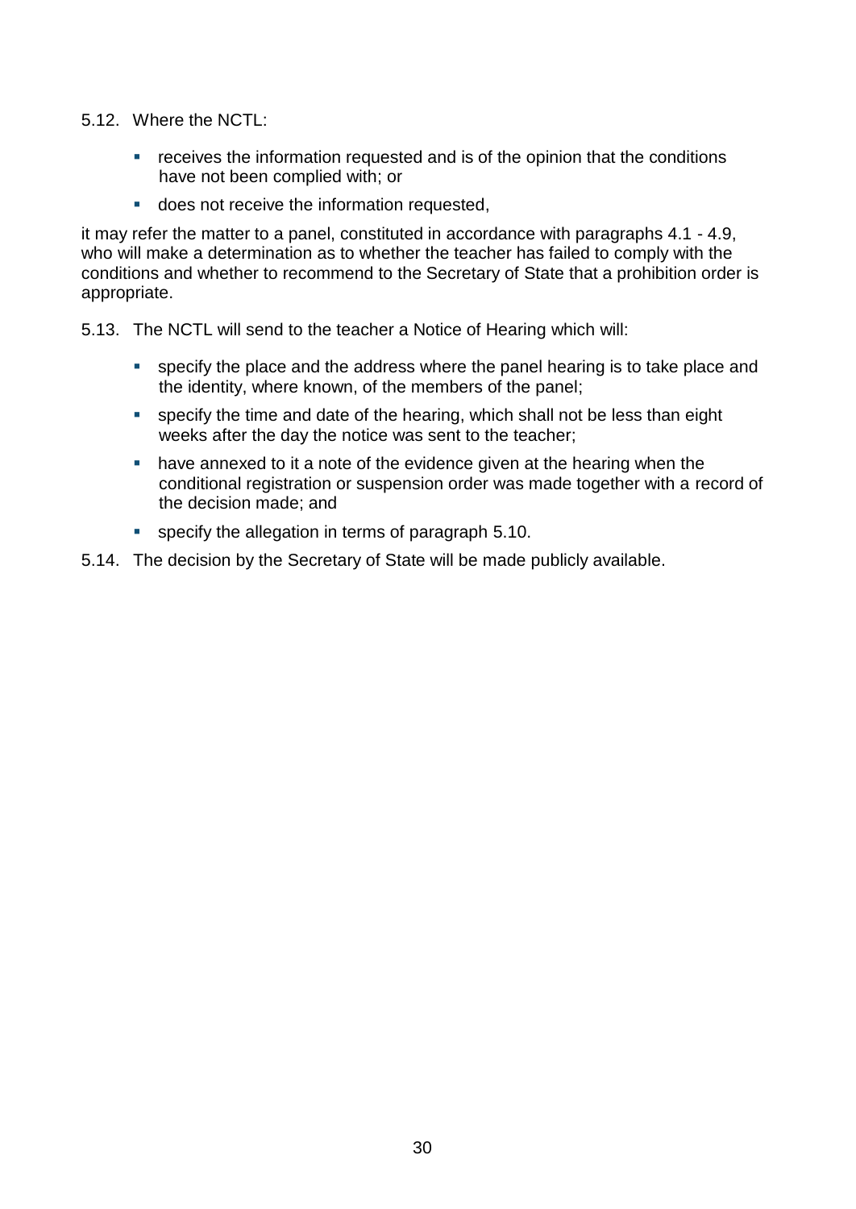5.12. Where the NCTL:

- receives the information requested and is of the opinion that the conditions have not been complied with; or
- does not receive the information requested,

it may refer the matter to a panel, constituted in accordance with paragraphs 4.1 - 4.9, who will make a determination as to whether the teacher has failed to comply with the conditions and whether to recommend to the Secretary of State that a prohibition order is appropriate.

5.13. The NCTL will send to the teacher a Notice of Hearing which will:

- specify the place and the address where the panel hearing is to take place and the identity, where known, of the members of the panel;
- specify the time and date of the hearing, which shall not be less than eight weeks after the day the notice was sent to the teacher;
- have annexed to it a note of the evidence given at the hearing when the conditional registration or suspension order was made together with a record of the decision made; and
- specify the allegation in terms of paragraph 5.10.

5.14. The decision by the Secretary of State will be made publicly available.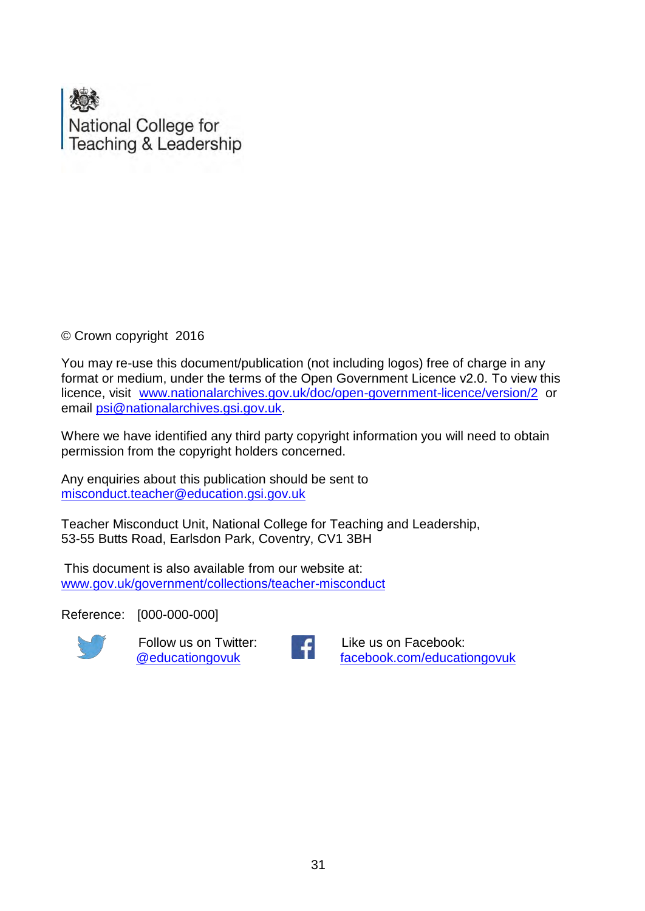National College for Teaching & Leadership

© Crown copyright 2016

You may re-use this document/publication (not including logos) free of charge in any format or medium, under the terms of the Open Government Licence v2.0. To view this licence, visit www.nationalarchives.gov.uk/doc/open-government-licence/version/2 or email psi@nationalarchives.gsi.gov.uk.

Where we have identified any third party copyright information you will need to obtain permission from the copyright holders concerned.

Any enquiries about this publication should be sent to misconduct.teacher@education.gsi.gov.uk

Teacher Misconduct Unit, National College for Teaching and Leadership,
53-55 Butts Road, Earlsdon Park, Coventry, CV1 3BH

This document is also available from our website at:
www.gov.uk/government/collections/teacher-misconduct

Reference: [000-000-000]

Follow us on Twitter:
@educationgovuk

Like us on Facebook:
facebook.com/educationgovuk